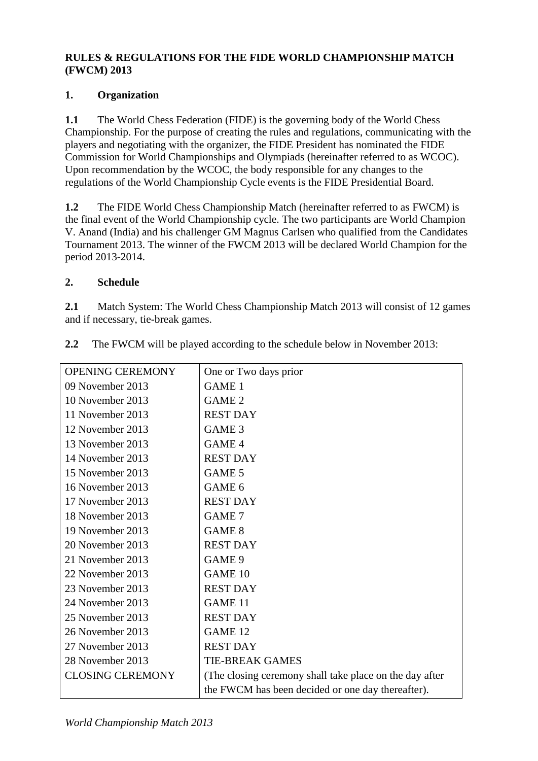**RULES & REGULATIONS FOR THE FIDE WORLD CHAMPIONSHIP MATCH (FWCM) 2013**

## 1. Organization

**1.1** The World Chess Federation (FIDE) is the governing body of the World Chess Championship. For the purpose of creating the rules and regulations, communicating with the players and negotiating with the organizer, the FIDE President has nominated the FIDE Commission for World Championships and Olympiads (hereinafter referred to as WCOC). Upon recommendation by the WCOC, the body responsible for any changes to the regulations of the World Championship Cycle events is the FIDE Presidential Board.

**1.2** The FIDE World Chess Championship Match (hereinafter referred to as FWCM) is the final event of the World Championship cycle. The two participants are World Champion V. Anand (India) and his challenger GM Magnus Carlsen who qualified from the Candidates Tournament 2013. The winner of the FWCM 2013 will be declared World Champion for the period 2013-2014.

## 2. Schedule

**2.1** Match System: The World Chess Championship Match 2013 will consist of 12 games and if necessary, tie-break games.

**2.2** The FWCM will be played according to the schedule below in November 2013:

| | |
|---|---|
| OPENING CEREMONY | One or Two days prior |
| 09 November 2013 | GAME 1 |
| 10 November 2013 | GAME 2 |
| 11 November 2013 | REST DAY |
| 12 November 2013 | GAME 3 |
| 13 November 2013 | GAME 4 |
| 14 November 2013 | REST DAY |
| 15 November 2013 | GAME 5 |
| 16 November 2013 | GAME 6 |
| 17 November 2013 | REST DAY |
| 18 November 2013 | GAME 7 |
| 19 November 2013 | GAME 8 |
| 20 November 2013 | REST DAY |
| 21 November 2013 | GAME 9 |
| 22 November 2013 | GAME 10 |
| 23 November 2013 | REST DAY |
| 24 November 2013 | GAME 11 |
| 25 November 2013 | REST DAY |
| 26 November 2013 | GAME 12 |
| 27 November 2013 | REST DAY |
| 28 November 2013 | TIE-BREAK GAMES |
| CLOSING CEREMONY | (The closing ceremony shall take place on the day after the FWCM has been decided or one day thereafter). |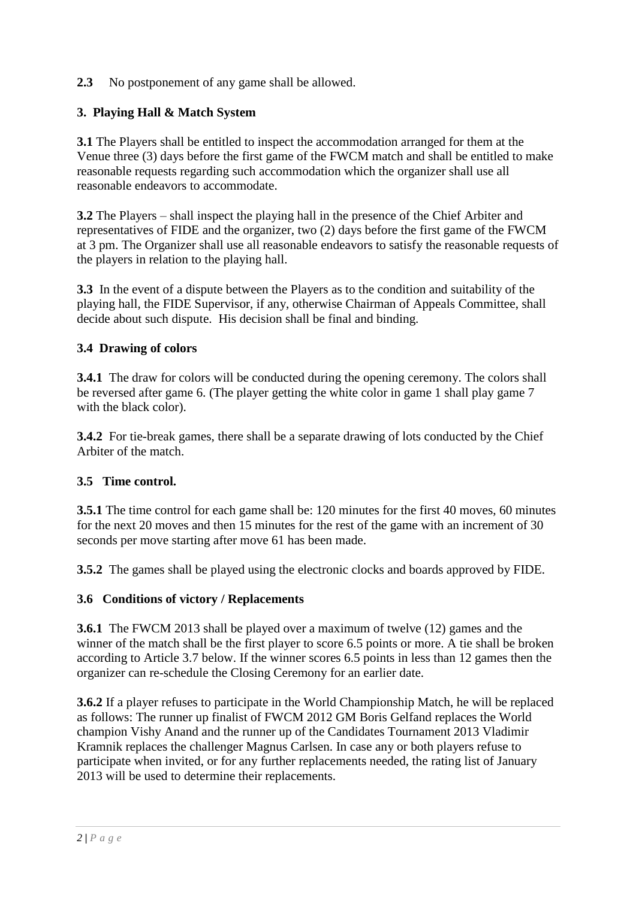**2.3** No postponement of any game shall be allowed.

## 3. Playing Hall & Match System

**3.1** The Players shall be entitled to inspect the accommodation arranged for them at the Venue three (3) days before the first game of the FWCM match and shall be entitled to make reasonable requests regarding such accommodation which the organizer shall use all reasonable endeavors to accommodate.

**3.2** The Players – shall inspect the playing hall in the presence of the Chief Arbiter and representatives of FIDE and the organizer, two (2) days before the first game of the FWCM at 3 pm. The Organizer shall use all reasonable endeavors to satisfy the reasonable requests of the players in relation to the playing hall.

**3.3** In the event of a dispute between the Players as to the condition and suitability of the playing hall, the FIDE Supervisor, if any, otherwise Chairman of Appeals Committee, shall decide about such dispute. His decision shall be final and binding.

### 3.4 Drawing of colors

**3.4.1** The draw for colors will be conducted during the opening ceremony. The colors shall be reversed after game 6. (The player getting the white color in game 1 shall play game 7 with the black color).

**3.4.2** For tie-break games, there shall be a separate drawing of lots conducted by the Chief Arbiter of the match.

### 3.5 Time control.

**3.5.1** The time control for each game shall be: 120 minutes for the first 40 moves, 60 minutes for the next 20 moves and then 15 minutes for the rest of the game with an increment of 30 seconds per move starting after move 61 has been made.

**3.5.2** The games shall be played using the electronic clocks and boards approved by FIDE.

### 3.6 Conditions of victory / Replacements

**3.6.1** The FWCM 2013 shall be played over a maximum of twelve (12) games and the winner of the match shall be the first player to score 6.5 points or more. A tie shall be broken according to Article 3.7 below. If the winner scores 6.5 points in less than 12 games then the organizer can re-schedule the Closing Ceremony for an earlier date.

**3.6.2** If a player refuses to participate in the World Championship Match, he will be replaced as follows: The runner up finalist of FWCM 2012 GM Boris Gelfand replaces the World champion Vishy Anand and the runner up of the Candidates Tournament 2013 Vladimir Kramnik replaces the challenger Magnus Carlsen. In case any or both players refuse to participate when invited, or for any further replacements needed, the rating list of January 2013 will be used to determine their replacements.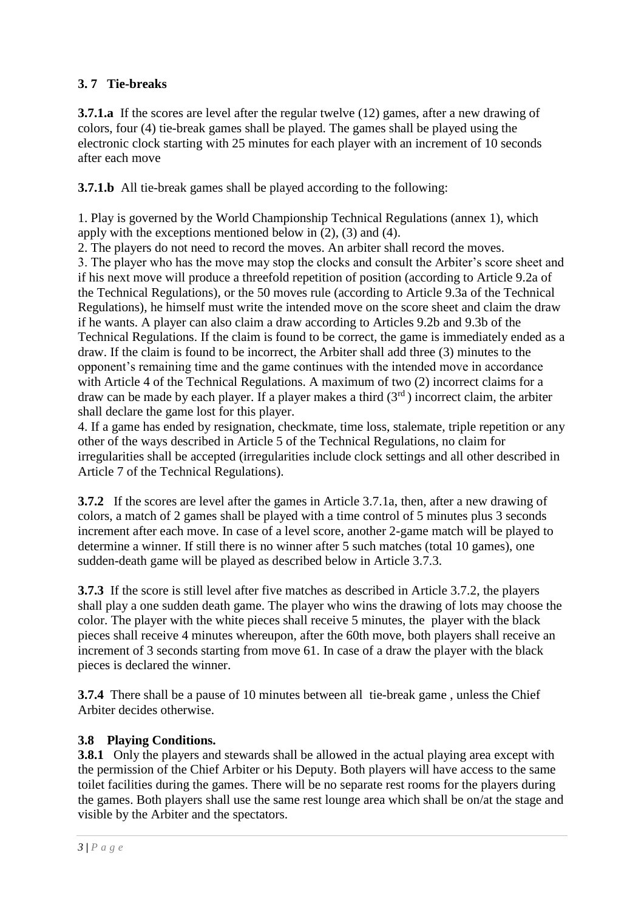## 3. 7 Tie-breaks

**3.7.1.a** If the scores are level after the regular twelve (12) games, after a new drawing of colors, four (4) tie-break games shall be played. The games shall be played using the electronic clock starting with 25 minutes for each player with an increment of 10 seconds after each move

**3.7.1.b** All tie-break games shall be played according to the following:

1. Play is governed by the World Championship Technical Regulations (annex 1), which apply with the exceptions mentioned below in (2), (3) and (4).
2. The players do not need to record the moves. An arbiter shall record the moves.
3. The player who has the move may stop the clocks and consult the Arbiter's score sheet and if his next move will produce a threefold repetition of position (according to Article 9.2a of the Technical Regulations), or the 50 moves rule (according to Article 9.3a of the Technical Regulations), he himself must write the intended move on the score sheet and claim the draw if he wants. A player can also claim a draw according to Articles 9.2b and 9.3b of the Technical Regulations. If the claim is found to be correct, the game is immediately ended as a draw. If the claim is found to be incorrect, the Arbiter shall add three (3) minutes to the opponent's remaining time and the game continues with the intended move in accordance with Article 4 of the Technical Regulations. A maximum of two (2) incorrect claims for a draw can be made by each player. If a player makes a third (3rd) incorrect claim, the arbiter shall declare the game lost for this player.
4. If a game has ended by resignation, checkmate, time loss, stalemate, triple repetition or any other of the ways described in Article 5 of the Technical Regulations, no claim for irregularities shall be accepted (irregularities include clock settings and all other described in Article 7 of the Technical Regulations).

**3.7.2** If the scores are level after the games in Article 3.7.1a, then, after a new drawing of colors, a match of 2 games shall be played with a time control of 5 minutes plus 3 seconds increment after each move. In case of a level score, another 2-game match will be played to determine a winner. If still there is no winner after 5 such matches (total 10 games), one sudden-death game will be played as described below in Article 3.7.3.

**3.7.3** If the score is still level after five matches as described in Article 3.7.2, the players shall play a one sudden death game. The player who wins the drawing of lots may choose the color. The player with the white pieces shall receive 5 minutes, the player with the black pieces shall receive 4 minutes whereupon, after the 60th move, both players shall receive an increment of 3 seconds starting from move 61. In case of a draw the player with the black pieces is declared the winner.

**3.7.4** There shall be a pause of 10 minutes between all tie-break game , unless the Chief Arbiter decides otherwise.

## 3.8 Playing Conditions.

**3.8.1** Only the players and stewards shall be allowed in the actual playing area except with the permission of the Chief Arbiter or his Deputy. Both players will have access to the same toilet facilities during the games. There will be no separate rest rooms for the players during the games. Both players shall use the same rest lounge area which shall be on/at the stage and visible by the Arbiter and the spectators.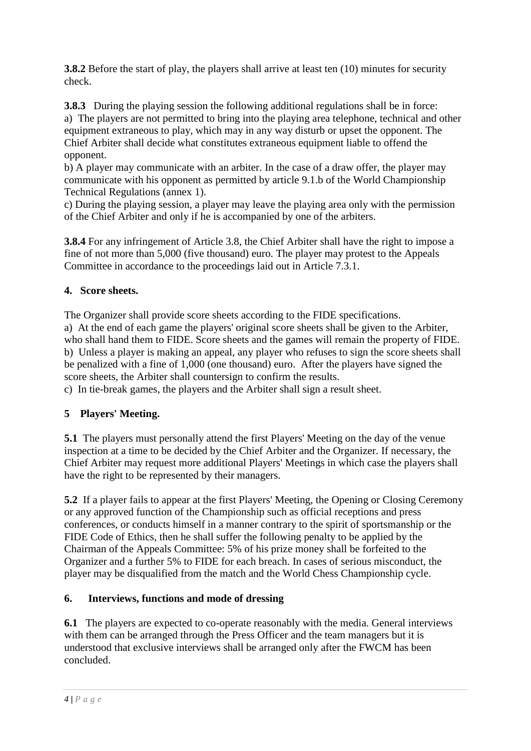**3.8.2** Before the start of play, the players shall arrive at least ten (10) minutes for security check.

**3.8.3** During the playing session the following additional regulations shall be in force:
a) The players are not permitted to bring into the playing area telephone, technical and other equipment extraneous to play, which may in any way disturb or upset the opponent. The Chief Arbiter shall decide what constitutes extraneous equipment liable to offend the opponent.
b) A player may communicate with an arbiter. In the case of a draw offer, the player may communicate with his opponent as permitted by article 9.1.b of the World Championship Technical Regulations (annex 1).
c) During the playing session, a player may leave the playing area only with the permission of the Chief Arbiter and only if he is accompanied by one of the arbiters.

**3.8.4** For any infringement of Article 3.8, the Chief Arbiter shall have the right to impose a fine of not more than 5,000 (five thousand) euro. The player may protest to the Appeals Committee in accordance to the proceedings laid out in Article 7.3.1.

## 4. Score sheets.

The Organizer shall provide score sheets according to the FIDE specifications.
a) At the end of each game the players' original score sheets shall be given to the Arbiter, who shall hand them to FIDE. Score sheets and the games will remain the property of FIDE.
b) Unless a player is making an appeal, any player who refuses to sign the score sheets shall be penalized with a fine of 1,000 (one thousand) euro. After the players have signed the score sheets, the Arbiter shall countersign to confirm the results.
c) In tie-break games, the players and the Arbiter shall sign a result sheet.

## 5 Players' Meeting.

**5.1** The players must personally attend the first Players' Meeting on the day of the venue inspection at a time to be decided by the Chief Arbiter and the Organizer. If necessary, the Chief Arbiter may request more additional Players' Meetings in which case the players shall have the right to be represented by their managers.

**5.2** If a player fails to appear at the first Players' Meeting, the Opening or Closing Ceremony or any approved function of the Championship such as official receptions and press conferences, or conducts himself in a manner contrary to the spirit of sportsmanship or the FIDE Code of Ethics, then he shall suffer the following penalty to be applied by the Chairman of the Appeals Committee: 5% of his prize money shall be forfeited to the Organizer and a further 5% to FIDE for each breach. In cases of serious misconduct, the player may be disqualified from the match and the World Chess Championship cycle.

## 6. Interviews, functions and mode of dressing

**6.1** The players are expected to co-operate reasonably with the media. General interviews with them can be arranged through the Press Officer and the team managers but it is understood that exclusive interviews shall be arranged only after the FWCM has been concluded.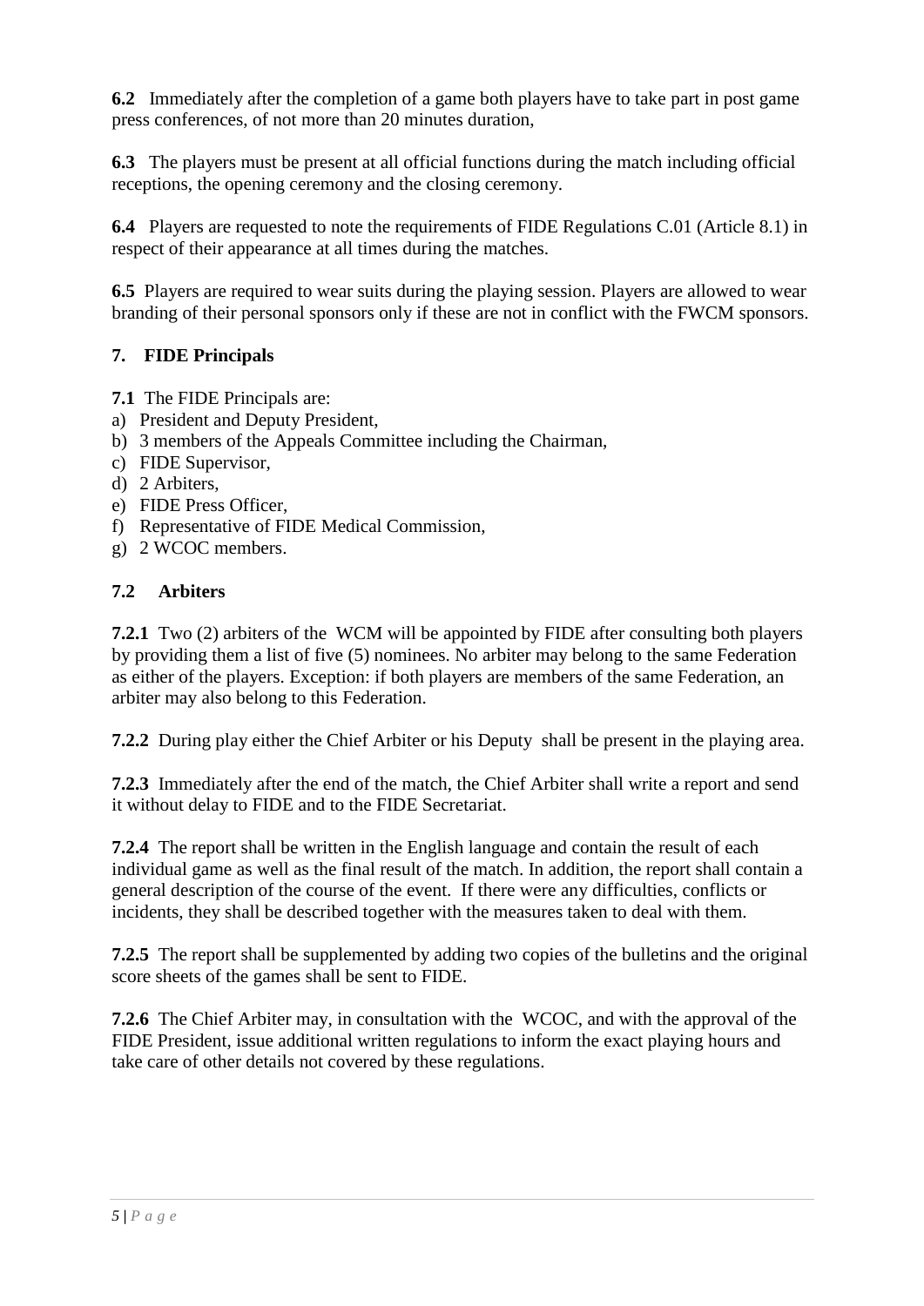**6.2** Immediately after the completion of a game both players have to take part in post game press conferences, of not more than 20 minutes duration,

**6.3** The players must be present at all official functions during the match including official receptions, the opening ceremony and the closing ceremony.

**6.4** Players are requested to note the requirements of FIDE Regulations C.01 (Article 8.1) in respect of their appearance at all times during the matches.

**6.5** Players are required to wear suits during the playing session. Players are allowed to wear branding of their personal sponsors only if these are not in conflict with the FWCM sponsors.

## 7. FIDE Principals

**7.1** The FIDE Principals are:

a) President and Deputy President,
b) 3 members of the Appeals Committee including the Chairman,
c) FIDE Supervisor,
d) 2 Arbiters,
e) FIDE Press Officer,
f) Representative of FIDE Medical Commission,
g) 2 WCOC members.

### 7.2 Arbiters

**7.2.1** Two (2) arbiters of the WCM will be appointed by FIDE after consulting both players by providing them a list of five (5) nominees. No arbiter may belong to the same Federation as either of the players. Exception: if both players are members of the same Federation, an arbiter may also belong to this Federation.

**7.2.2** During play either the Chief Arbiter or his Deputy shall be present in the playing area.

**7.2.3** Immediately after the end of the match, the Chief Arbiter shall write a report and send it without delay to FIDE and to the FIDE Secretariat.

**7.2.4** The report shall be written in the English language and contain the result of each individual game as well as the final result of the match. In addition, the report shall contain a general description of the course of the event. If there were any difficulties, conflicts or incidents, they shall be described together with the measures taken to deal with them.

**7.2.5** The report shall be supplemented by adding two copies of the bulletins and the original score sheets of the games shall be sent to FIDE.

**7.2.6** The Chief Arbiter may, in consultation with the WCOC, and with the approval of the FIDE President, issue additional written regulations to inform the exact playing hours and take care of other details not covered by these regulations.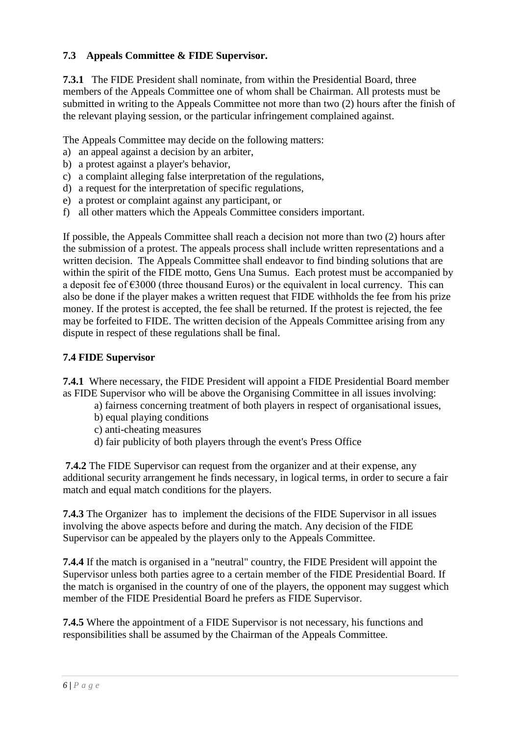### 7.3 Appeals Committee & FIDE Supervisor.

**7.3.1** The FIDE President shall nominate, from within the Presidential Board, three members of the Appeals Committee one of whom shall be Chairman. All protests must be submitted in writing to the Appeals Committee not more than two (2) hours after the finish of the relevant playing session, or the particular infringement complained against.

The Appeals Committee may decide on the following matters:

a) an appeal against a decision by an arbiter,
b) a protest against a player's behavior,
c) a complaint alleging false interpretation of the regulations,
d) a request for the interpretation of specific regulations,
e) a protest or complaint against any participant, or
f) all other matters which the Appeals Committee considers important.

If possible, the Appeals Committee shall reach a decision not more than two (2) hours after the submission of a protest. The appeals process shall include written representations and a written decision. The Appeals Committee shall endeavor to find binding solutions that are within the spirit of the FIDE motto, Gens Una Sumus. Each protest must be accompanied by a deposit fee of €3000 (three thousand Euros) or the equivalent in local currency. This can also be done if the player makes a written request that FIDE withholds the fee from his prize money. If the protest is accepted, the fee shall be returned. If the protest is rejected, the fee may be forfeited to FIDE. The written decision of the Appeals Committee arising from any dispute in respect of these regulations shall be final.

### 7.4 FIDE Supervisor

**7.4.1** Where necessary, the FIDE President will appoint a FIDE Presidential Board member as FIDE Supervisor who will be above the Organising Committee in all issues involving:

a) fairness concerning treatment of both players in respect of organisational issues,
b) equal playing conditions
c) anti-cheating measures
d) fair publicity of both players through the event's Press Office

**7.4.2** The FIDE Supervisor can request from the organizer and at their expense, any additional security arrangement he finds necessary, in logical terms, in order to secure a fair match and equal match conditions for the players.

**7.4.3** The Organizer has to implement the decisions of the FIDE Supervisor in all issues involving the above aspects before and during the match. Any decision of the FIDE Supervisor can be appealed by the players only to the Appeals Committee.

**7.4.4** If the match is organised in a "neutral" country, the FIDE President will appoint the Supervisor unless both parties agree to a certain member of the FIDE Presidential Board. If the match is organised in the country of one of the players, the opponent may suggest which member of the FIDE Presidential Board he prefers as FIDE Supervisor.

**7.4.5** Where the appointment of a FIDE Supervisor is not necessary, his functions and responsibilities shall be assumed by the Chairman of the Appeals Committee.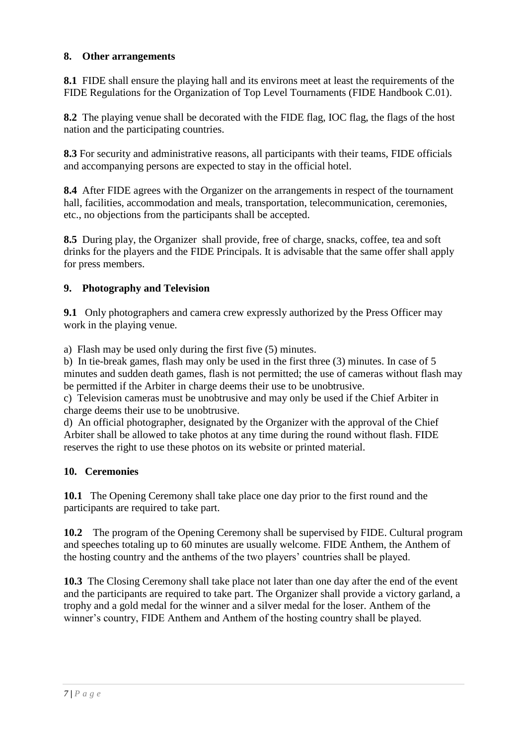## 8. Other arrangements

**8.1** FIDE shall ensure the playing hall and its environs meet at least the requirements of the FIDE Regulations for the Organization of Top Level Tournaments (FIDE Handbook C.01).

**8.2** The playing venue shall be decorated with the FIDE flag, IOC flag, the flags of the host nation and the participating countries.

**8.3** For security and administrative reasons, all participants with their teams, FIDE officials and accompanying persons are expected to stay in the official hotel.

**8.4** After FIDE agrees with the Organizer on the arrangements in respect of the tournament hall, facilities, accommodation and meals, transportation, telecommunication, ceremonies, etc., no objections from the participants shall be accepted.

**8.5** During play, the Organizer shall provide, free of charge, snacks, coffee, tea and soft drinks for the players and the FIDE Principals. It is advisable that the same offer shall apply for press members.

## 9. Photography and Television

**9.1** Only photographers and camera crew expressly authorized by the Press Officer may work in the playing venue.

a) Flash may be used only during the first five (5) minutes.
b) In tie-break games, flash may only be used in the first three (3) minutes. In case of 5 minutes and sudden death games, flash is not permitted; the use of cameras without flash may be permitted if the Arbiter in charge deems their use to be unobtrusive.
c) Television cameras must be unobtrusive and may only be used if the Chief Arbiter in charge deems their use to be unobtrusive.
d) An official photographer, designated by the Organizer with the approval of the Chief Arbiter shall be allowed to take photos at any time during the round without flash. FIDE reserves the right to use these photos on its website or printed material.

## 10. Ceremonies

**10.1** The Opening Ceremony shall take place one day prior to the first round and the participants are required to take part.

**10.2** The program of the Opening Ceremony shall be supervised by FIDE. Cultural program and speeches totaling up to 60 minutes are usually welcome. FIDE Anthem, the Anthem of the hosting country and the anthems of the two players' countries shall be played.

**10.3** The Closing Ceremony shall take place not later than one day after the end of the event and the participants are required to take part. The Organizer shall provide a victory garland, a trophy and a gold medal for the winner and a silver medal for the loser. Anthem of the winner's country, FIDE Anthem and Anthem of the hosting country shall be played.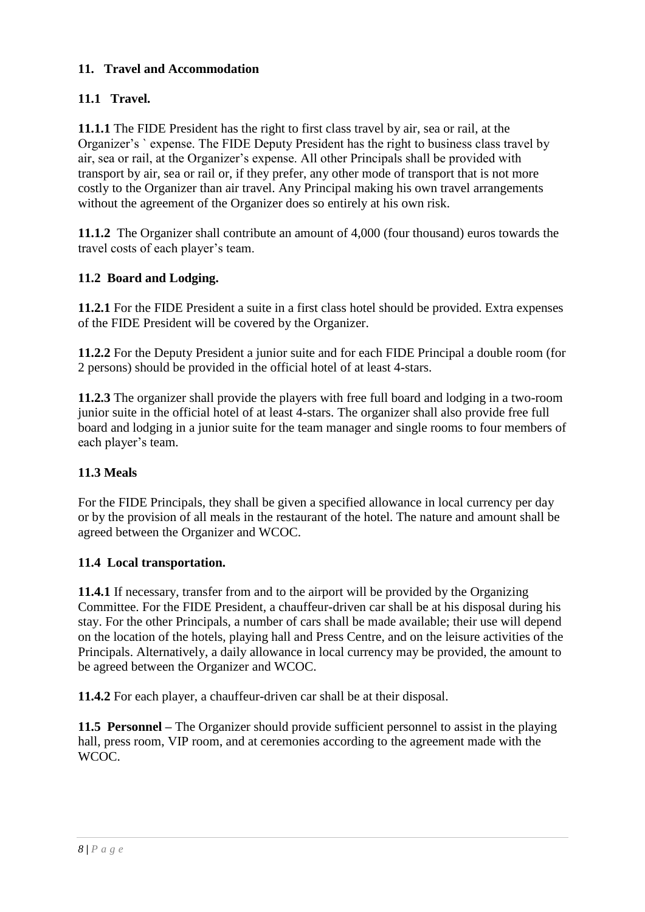## 11. Travel and Accommodation

### 11.1 Travel.

**11.1.1** The FIDE President has the right to first class travel by air, sea or rail, at the Organizer's ` expense. The FIDE Deputy President has the right to business class travel by air, sea or rail, at the Organizer's expense. All other Principals shall be provided with transport by air, sea or rail or, if they prefer, any other mode of transport that is not more costly to the Organizer than air travel. Any Principal making his own travel arrangements without the agreement of the Organizer does so entirely at his own risk.

**11.1.2** The Organizer shall contribute an amount of 4,000 (four thousand) euros towards the travel costs of each player's team.

### 11.2 Board and Lodging.

**11.2.1** For the FIDE President a suite in a first class hotel should be provided. Extra expenses of the FIDE President will be covered by the Organizer.

**11.2.2** For the Deputy President a junior suite and for each FIDE Principal a double room (for 2 persons) should be provided in the official hotel of at least 4-stars.

**11.2.3** The organizer shall provide the players with free full board and lodging in a two-room junior suite in the official hotel of at least 4-stars. The organizer shall also provide free full board and lodging in a junior suite for the team manager and single rooms to four members of each player's team.

### 11.3 Meals

For the FIDE Principals, they shall be given a specified allowance in local currency per day or by the provision of all meals in the restaurant of the hotel. The nature and amount shall be agreed between the Organizer and WCOC.

### 11.4 Local transportation.

**11.4.1** If necessary, transfer from and to the airport will be provided by the Organizing Committee. For the FIDE President, a chauffeur-driven car shall be at his disposal during his stay. For the other Principals, a number of cars shall be made available; their use will depend on the location of the hotels, playing hall and Press Centre, and on the leisure activities of the Principals. Alternatively, a daily allowance in local currency may be provided, the amount to be agreed between the Organizer and WCOC.

**11.4.2** For each player, a chauffeur-driven car shall be at their disposal.

**11.5 Personnel** – The Organizer should provide sufficient personnel to assist in the playing hall, press room, VIP room, and at ceremonies according to the agreement made with the WCOC.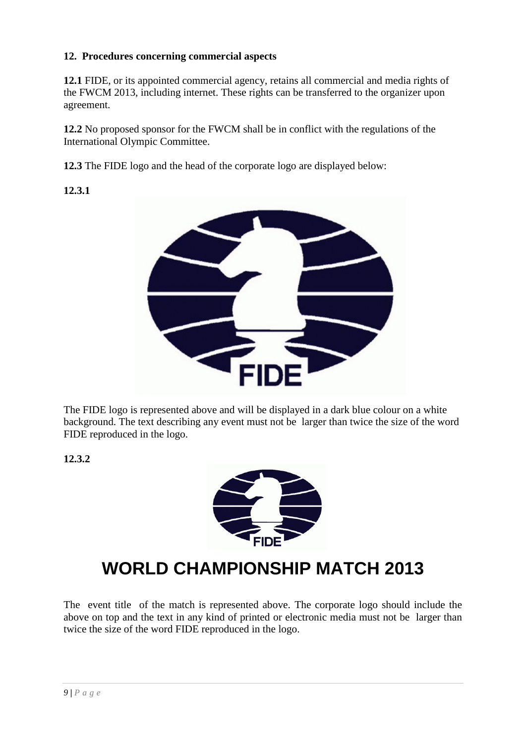## 12. Procedures concerning commercial aspects

**12.1** FIDE, or its appointed commercial agency, retains all commercial and media rights of the FWCM 2013, including internet. These rights can be transferred to the organizer upon agreement.

**12.2** No proposed sponsor for the FWCM shall be in conflict with the regulations of the International Olympic Committee.

**12.3** The FIDE logo and the head of the corporate logo are displayed below:

**12.3.1**

The FIDE logo is represented above and will be displayed in a dark blue colour on a white background. The text describing any event must not be larger than twice the size of the word FIDE reproduced in the logo.

**12.3.2**

**WORLD CHAMPIONSHIP MATCH 2013**

The event title of the match is represented above. The corporate logo should include the above on top and the text in any kind of printed or electronic media must not be larger than twice the size of the word FIDE reproduced in the logo.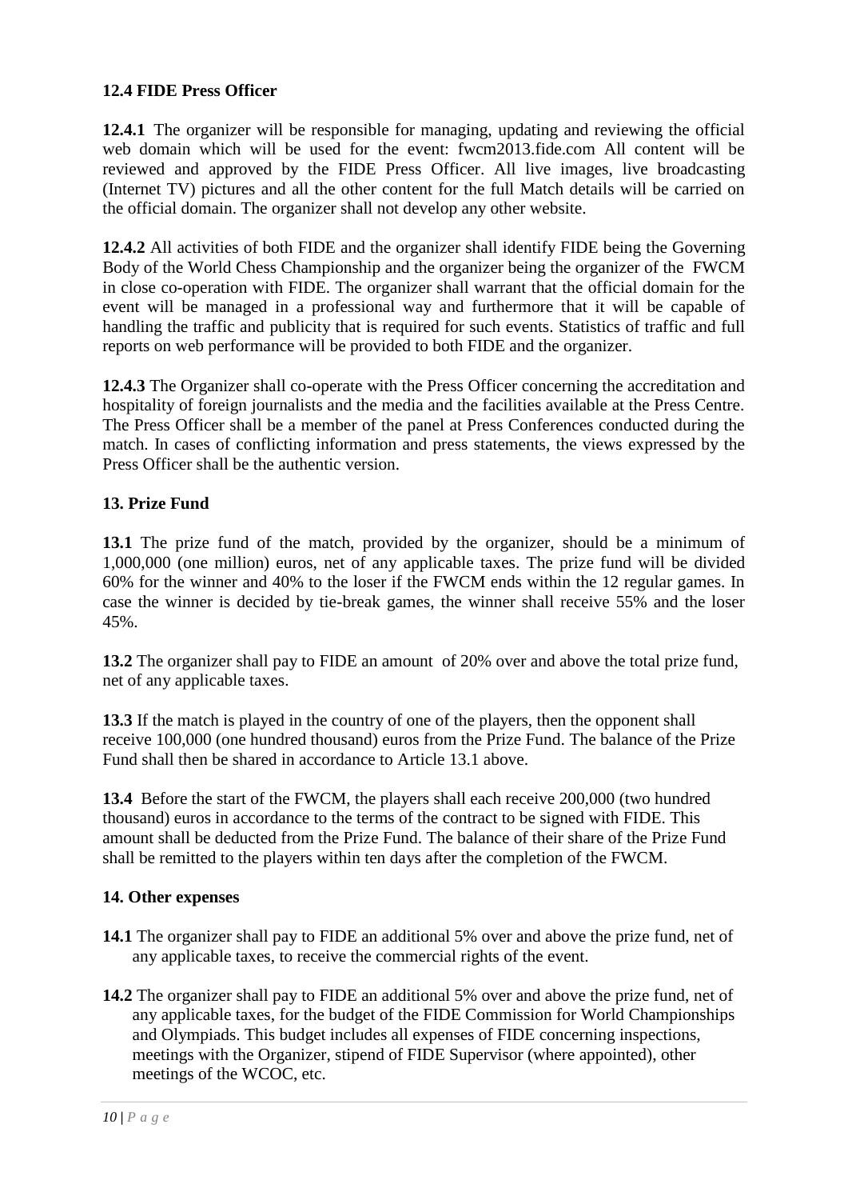### 12.4 FIDE Press Officer

**12.4.1** The organizer will be responsible for managing, updating and reviewing the official web domain which will be used for the event: fwcm2013.fide.com All content will be reviewed and approved by the FIDE Press Officer. All live images, live broadcasting (Internet TV) pictures and all the other content for the full Match details will be carried on the official domain. The organizer shall not develop any other website.

**12.4.2** All activities of both FIDE and the organizer shall identify FIDE being the Governing Body of the World Chess Championship and the organizer being the organizer of the FWCM in close co-operation with FIDE. The organizer shall warrant that the official domain for the event will be managed in a professional way and furthermore that it will be capable of handling the traffic and publicity that is required for such events. Statistics of traffic and full reports on web performance will be provided to both FIDE and the organizer.

**12.4.3** The Organizer shall co-operate with the Press Officer concerning the accreditation and hospitality of foreign journalists and the media and the facilities available at the Press Centre. The Press Officer shall be a member of the panel at Press Conferences conducted during the match. In cases of conflicting information and press statements, the views expressed by the Press Officer shall be the authentic version.

## 13. Prize Fund

**13.1** The prize fund of the match, provided by the organizer, should be a minimum of 1,000,000 (one million) euros, net of any applicable taxes. The prize fund will be divided 60% for the winner and 40% to the loser if the FWCM ends within the 12 regular games. In case the winner is decided by tie-break games, the winner shall receive 55% and the loser 45%.

**13.2** The organizer shall pay to FIDE an amount of 20% over and above the total prize fund, net of any applicable taxes.

**13.3** If the match is played in the country of one of the players, then the opponent shall receive 100,000 (one hundred thousand) euros from the Prize Fund. The balance of the Prize Fund shall then be shared in accordance to Article 13.1 above.

**13.4** Before the start of the FWCM, the players shall each receive 200,000 (two hundred thousand) euros in accordance to the terms of the contract to be signed with FIDE. This amount shall be deducted from the Prize Fund. The balance of their share of the Prize Fund shall be remitted to the players within ten days after the completion of the FWCM.

## 14. Other expenses

**14.1** The organizer shall pay to FIDE an additional 5% over and above the prize fund, net of any applicable taxes, to receive the commercial rights of the event.

**14.2** The organizer shall pay to FIDE an additional 5% over and above the prize fund, net of any applicable taxes, for the budget of the FIDE Commission for World Championships and Olympiads. This budget includes all expenses of FIDE concerning inspections, meetings with the Organizer, stipend of FIDE Supervisor (where appointed), other meetings of the WCOC, etc.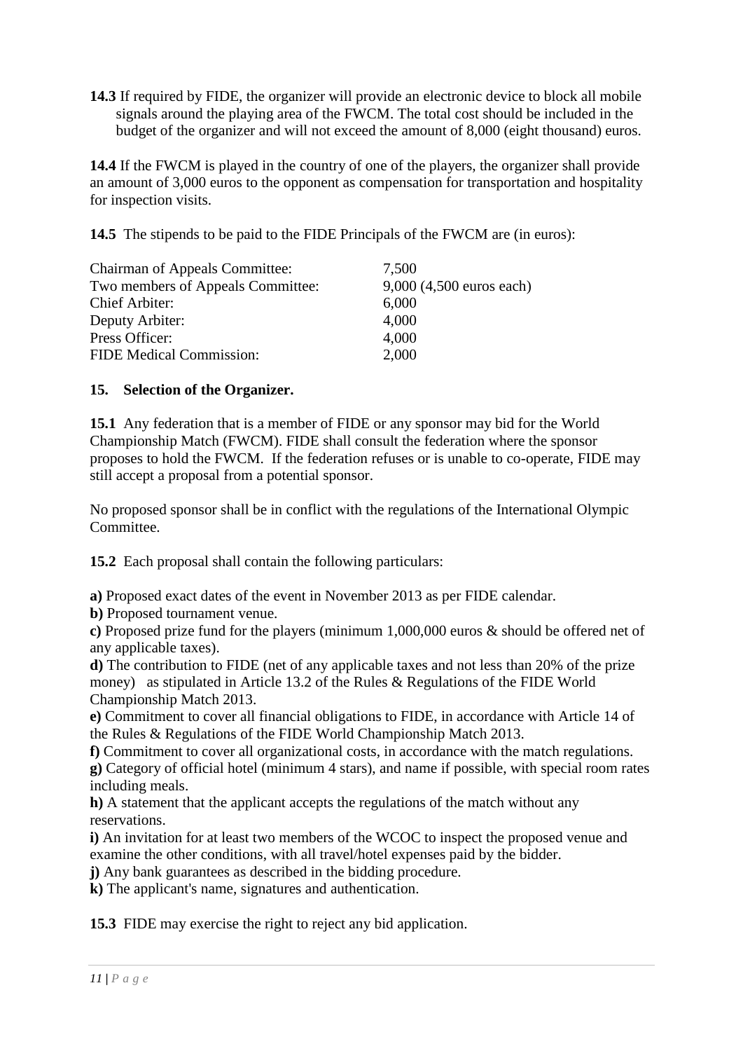**14.3** If required by FIDE, the organizer will provide an electronic device to block all mobile signals around the playing area of the FWCM. The total cost should be included in the budget of the organizer and will not exceed the amount of 8,000 (eight thousand) euros.

**14.4** If the FWCM is played in the country of one of the players, the organizer shall provide an amount of 3,000 euros to the opponent as compensation for transportation and hospitality for inspection visits.

**14.5** The stipends to be paid to the FIDE Principals of the FWCM are (in euros):

| | |
|---|---|
| Chairman of Appeals Committee: | 7,500 |
| Two members of Appeals Committee: | 9,000 (4,500 euros each) |
| Chief Arbiter: | 6,000 |
| Deputy Arbiter: | 4,000 |
| Press Officer: | 4,000 |
| FIDE Medical Commission: | 2,000 |

## 15. Selection of the Organizer.

**15.1** Any federation that is a member of FIDE or any sponsor may bid for the World Championship Match (FWCM). FIDE shall consult the federation where the sponsor proposes to hold the FWCM. If the federation refuses or is unable to co-operate, FIDE may still accept a proposal from a potential sponsor.

No proposed sponsor shall be in conflict with the regulations of the International Olympic Committee.

**15.2** Each proposal shall contain the following particulars:

**a)** Proposed exact dates of the event in November 2013 as per FIDE calendar.
**b)** Proposed tournament venue.
**c)** Proposed prize fund for the players (minimum 1,000,000 euros & should be offered net of any applicable taxes).
**d)** The contribution to FIDE (net of any applicable taxes and not less than 20% of the prize money) as stipulated in Article 13.2 of the Rules & Regulations of the FIDE World Championship Match 2013.
**e)** Commitment to cover all financial obligations to FIDE, in accordance with Article 14 of the Rules & Regulations of the FIDE World Championship Match 2013.
**f)** Commitment to cover all organizational costs, in accordance with the match regulations.
**g)** Category of official hotel (minimum 4 stars), and name if possible, with special room rates including meals.
**h)** A statement that the applicant accepts the regulations of the match without any reservations.
**i)** An invitation for at least two members of the WCOC to inspect the proposed venue and examine the other conditions, with all travel/hotel expenses paid by the bidder.
**j)** Any bank guarantees as described in the bidding procedure.
**k)** The applicant's name, signatures and authentication.

**15.3** FIDE may exercise the right to reject any bid application.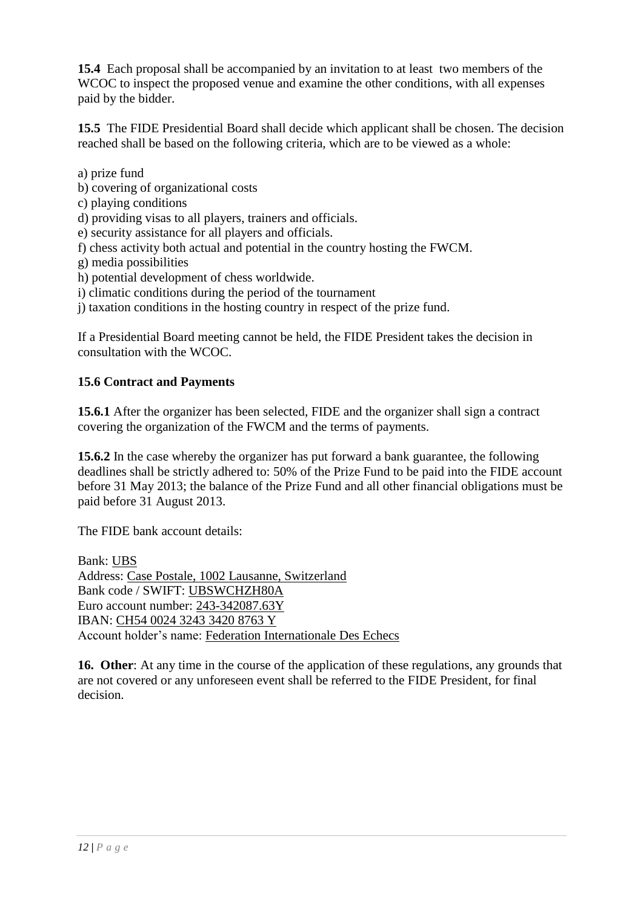**15.4** Each proposal shall be accompanied by an invitation to at least two members of the WCOC to inspect the proposed venue and examine the other conditions, with all expenses paid by the bidder.

**15.5** The FIDE Presidential Board shall decide which applicant shall be chosen. The decision reached shall be based on the following criteria, which are to be viewed as a whole:

a) prize fund
b) covering of organizational costs
c) playing conditions
d) providing visas to all players, trainers and officials.
e) security assistance for all players and officials.
f) chess activity both actual and potential in the country hosting the FWCM.
g) media possibilities
h) potential development of chess worldwide.
i) climatic conditions during the period of the tournament
j) taxation conditions in the hosting country in respect of the prize fund.

If a Presidential Board meeting cannot be held, the FIDE President takes the decision in consultation with the WCOC.

**15.6 Contract and Payments**

**15.6.1** After the organizer has been selected, FIDE and the organizer shall sign a contract covering the organization of the FWCM and the terms of payments.

**15.6.2** In the case whereby the organizer has put forward a bank guarantee, the following deadlines shall be strictly adhered to: 50% of the Prize Fund to be paid into the FIDE account before 31 May 2013; the balance of the Prize Fund and all other financial obligations must be paid before 31 August 2013.

The FIDE bank account details:

Bank: UBS
Address: Case Postale, 1002 Lausanne, Switzerland
Bank code / SWIFT: UBSWCHZH80A
Euro account number: 243-342087.63Y
IBAN: CH54 0024 3243 3420 8763 Y
Account holder's name: Federation Internationale Des Echecs

**16. Other**: At any time in the course of the application of these regulations, any grounds that are not covered or any unforeseen event shall be referred to the FIDE President, for final decision.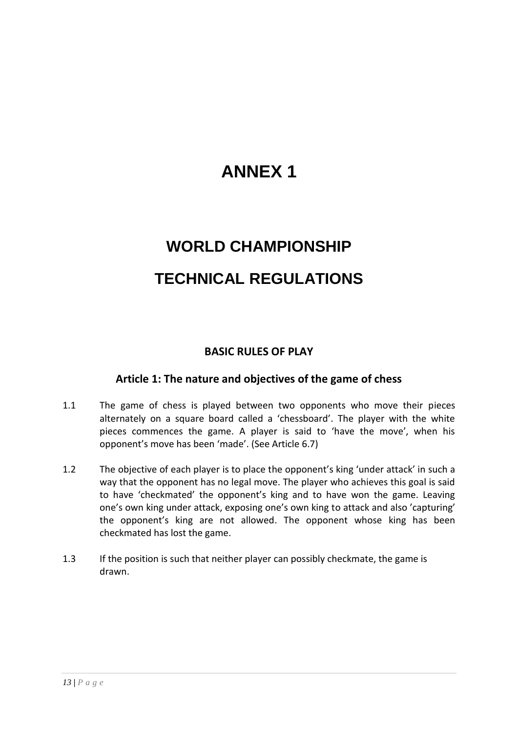# ANNEX 1

# WORLD CHAMPIONSHIP

# TECHNICAL REGULATIONS

### BASIC RULES OF PLAY

## Article 1: The nature and objectives of the game of chess

1.1 The game of chess is played between two opponents who move their pieces alternately on a square board called a 'chessboard'. The player with the white pieces commences the game. A player is said to 'have the move', when his opponent's move has been 'made'. (See Article 6.7)

1.2 The objective of each player is to place the opponent's king 'under attack' in such a way that the opponent has no legal move. The player who achieves this goal is said to have 'checkmated' the opponent's king and to have won the game. Leaving one's own king under attack, exposing one's own king to attack and also 'capturing' the opponent's king are not allowed. The opponent whose king has been checkmated has lost the game.

1.3 If the position is such that neither player can possibly checkmate, the game is drawn.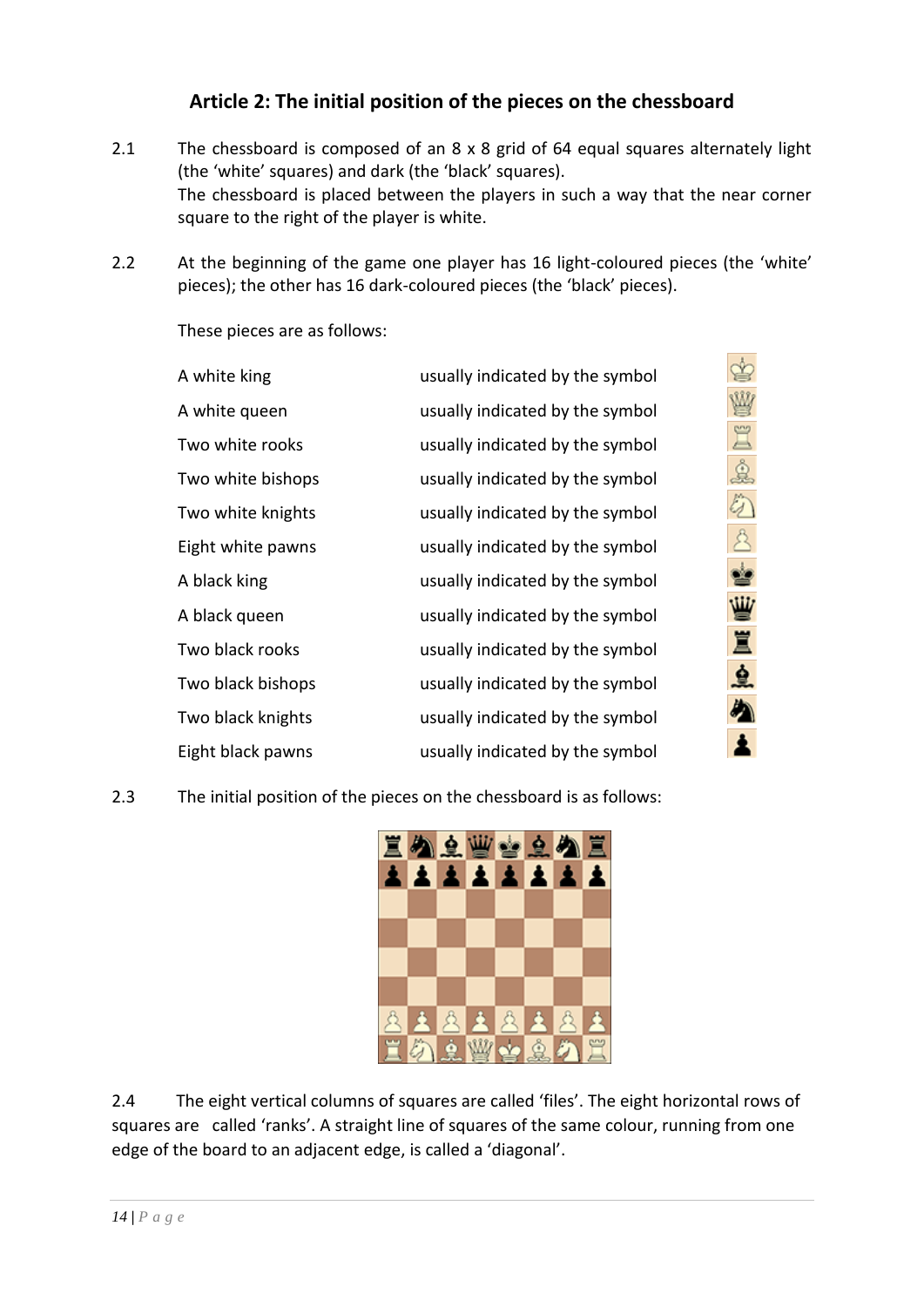## Article 2: The initial position of the pieces on the chessboard

2.1 The chessboard is composed of an 8 x 8 grid of 64 equal squares alternately light (the 'white' squares) and dark (the 'black' squares).
The chessboard is placed between the players in such a way that the near corner square to the right of the player is white.

2.2 At the beginning of the game one player has 16 light-coloured pieces (the 'white' pieces); the other has 16 dark-coloured pieces (the 'black' pieces).

These pieces are as follows:

| | | |
|---|---|---|
| A white king | usually indicated by the symbol | ♔ |
| A white queen | usually indicated by the symbol | ♕ |
| Two white rooks | usually indicated by the symbol | ♖ |
| Two white bishops | usually indicated by the symbol | ♗ |
| Two white knights | usually indicated by the symbol | ♘ |
| Eight white pawns | usually indicated by the symbol | ♙ |
| A black king | usually indicated by the symbol | ♚ |
| A black queen | usually indicated by the symbol | ♛ |
| Two black rooks | usually indicated by the symbol | ♜ |
| Two black bishops | usually indicated by the symbol | ♝ |
| Two black knights | usually indicated by the symbol | ♞ |
| Eight black pawns | usually indicated by the symbol | ♟ |

2.3 The initial position of the pieces on the chessboard is as follows:

```
♜ ♞ ♝ ♛ ♚ ♝ ♞ ♜
♟ ♟ ♟ ♟ ♟ ♟ ♟ ♟
. . . . . . . .
. . . . . . . .
. . . . . . . .
. . . . . . . .
♙ ♙ ♙ ♙ ♙ ♙ ♙ ♙
♖ ♘ ♗ ♕ ♔ ♗ ♘ ♖
```

2.4 The eight vertical columns of squares are called 'files'. The eight horizontal rows of squares are called 'ranks'. A straight line of squares of the same colour, running from one edge of the board to an adjacent edge, is called a 'diagonal'.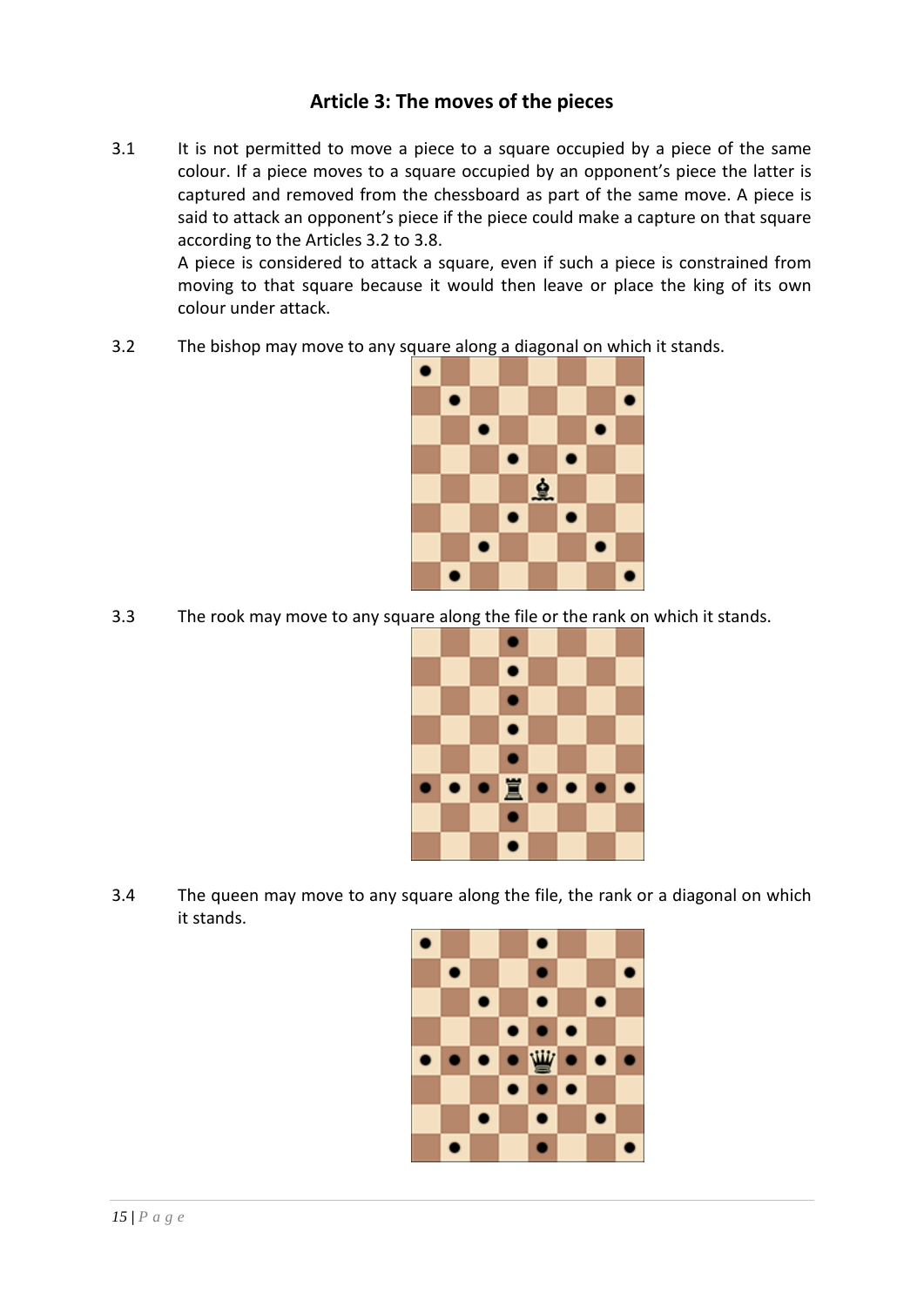## Article 3: The moves of the pieces

3.1 It is not permitted to move a piece to a square occupied by a piece of the same colour. If a piece moves to a square occupied by an opponent's piece the latter is captured and removed from the chessboard as part of the same move. A piece is said to attack an opponent's piece if the piece could make a capture on that square according to the Articles 3.2 to 3.8.

A piece is considered to attack a square, even if such a piece is constrained from moving to that square because it would then leave or place the king of its own colour under attack.

3.2 The bishop may move to any square along a diagonal on which it stands.

3.3 The rook may move to any square along the file or the rank on which it stands.

3.4 The queen may move to any square along the file, the rank or a diagonal on which it stands.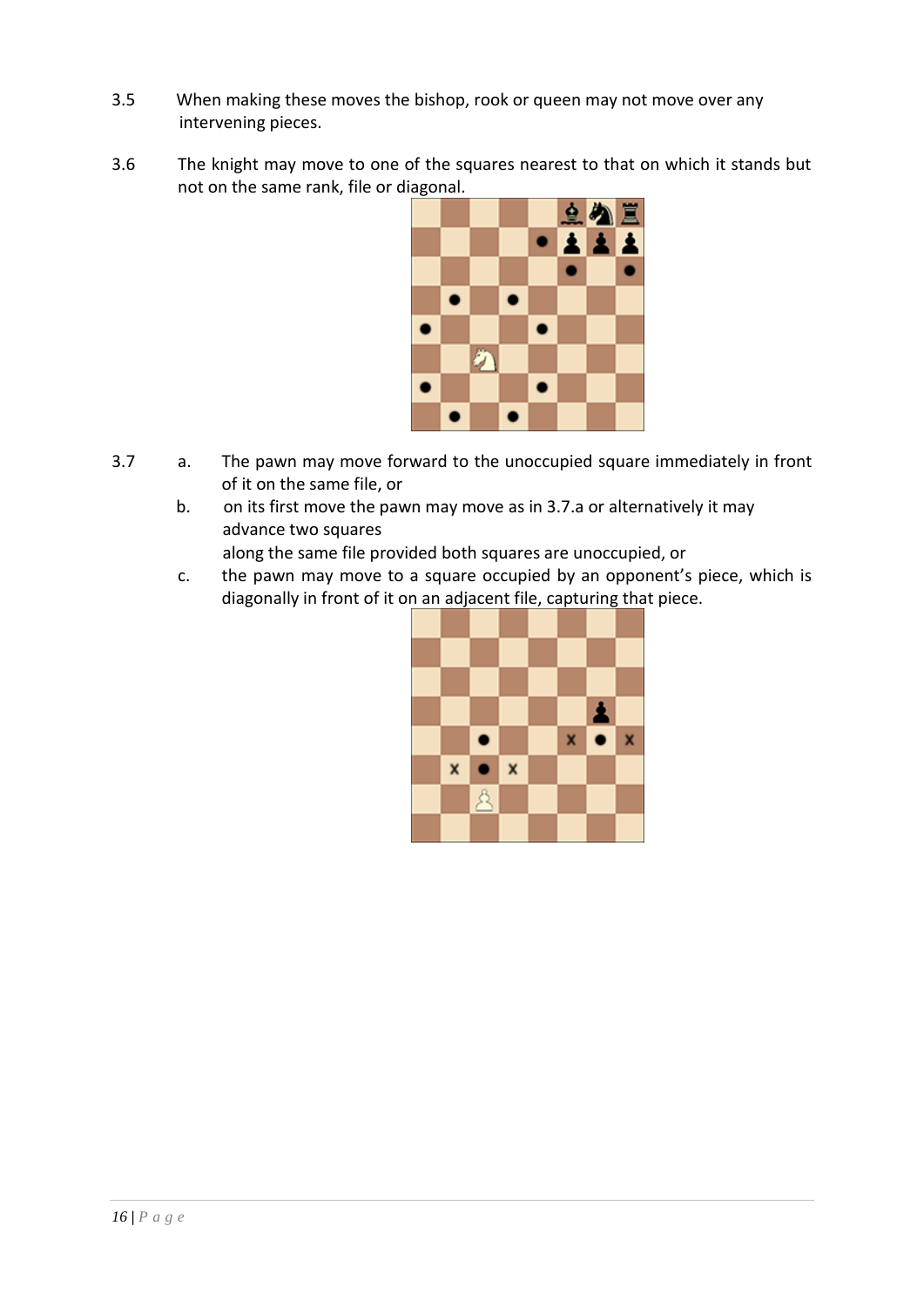3.5 When making these moves the bishop, rook or queen may not move over any intervening pieces.

3.6 The knight may move to one of the squares nearest to that on which it stands but not on the same rank, file or diagonal.

3.7
a. The pawn may move forward to the unoccupied square immediately in front of it on the same file, or
b. on its first move the pawn may move as in 3.7.a or alternatively it may advance two squares along the same file provided both squares are unoccupied, or
c. the pawn may move to a square occupied by an opponent's piece, which is diagonally in front of it on an adjacent file, capturing that piece.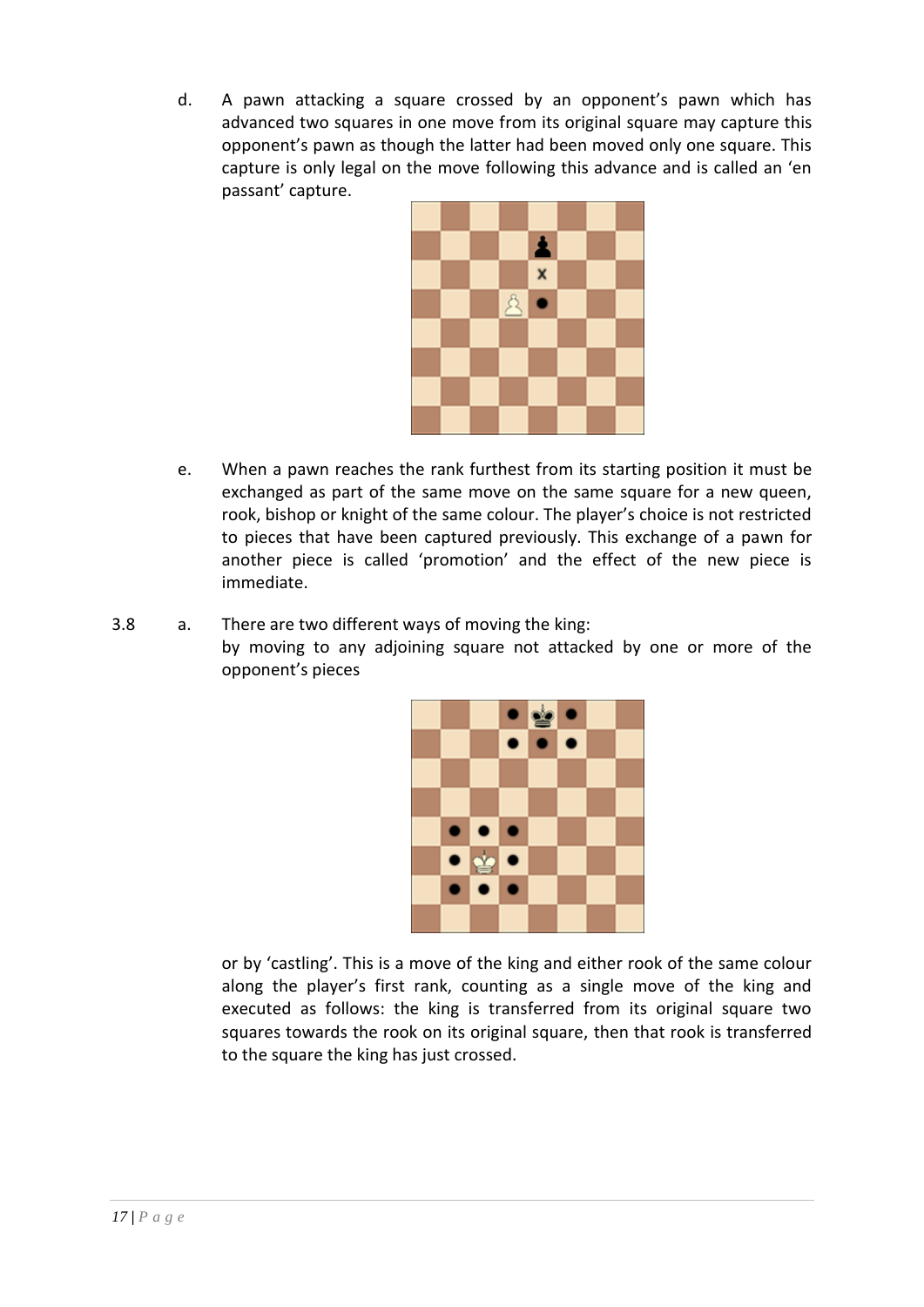d. A pawn attacking a square crossed by an opponent's pawn which has advanced two squares in one move from its original square may capture this opponent's pawn as though the latter had been moved only one square. This capture is only legal on the move following this advance and is called an 'en passant' capture.

e. When a pawn reaches the rank furthest from its starting position it must be exchanged as part of the same move on the same square for a new queen, rook, bishop or knight of the same colour. The player's choice is not restricted to pieces that have been captured previously. This exchange of a pawn for another piece is called 'promotion' and the effect of the new piece is immediate.

3.8 a. There are two different ways of moving the king:
by moving to any adjoining square not attacked by one or more of the opponent's pieces

or by 'castling'. This is a move of the king and either rook of the same colour along the player's first rank, counting as a single move of the king and executed as follows: the king is transferred from its original square two squares towards the rook on its original square, then that rook is transferred to the square the king has just crossed.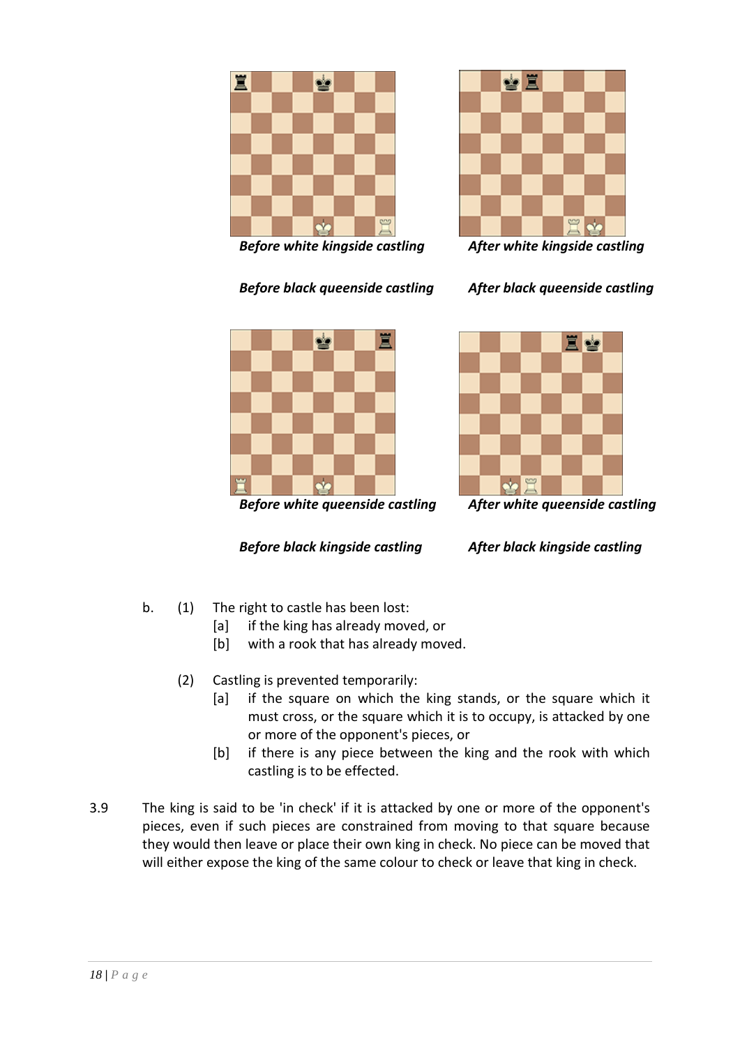*Before white kingside castling* *After white kingside castling*

*Before black queenside castling* *After black queenside castling*

*Before white queenside castling* *After white queenside castling*

*Before black kingside castling* *After black kingside castling*

b. (1) The right to castle has been lost:

[a] if the king has already moved, or

[b] with a rook that has already moved.

(2) Castling is prevented temporarily:

[a] if the square on which the king stands, or the square which it must cross, or the square which it is to occupy, is attacked by one or more of the opponent's pieces, or

[b] if there is any piece between the king and the rook with which castling is to be effected.

3.9 The king is said to be 'in check' if it is attacked by one or more of the opponent's pieces, even if such pieces are constrained from moving to that square because they would then leave or place their own king in check. No piece can be moved that will either expose the king of the same colour to check or leave that king in check.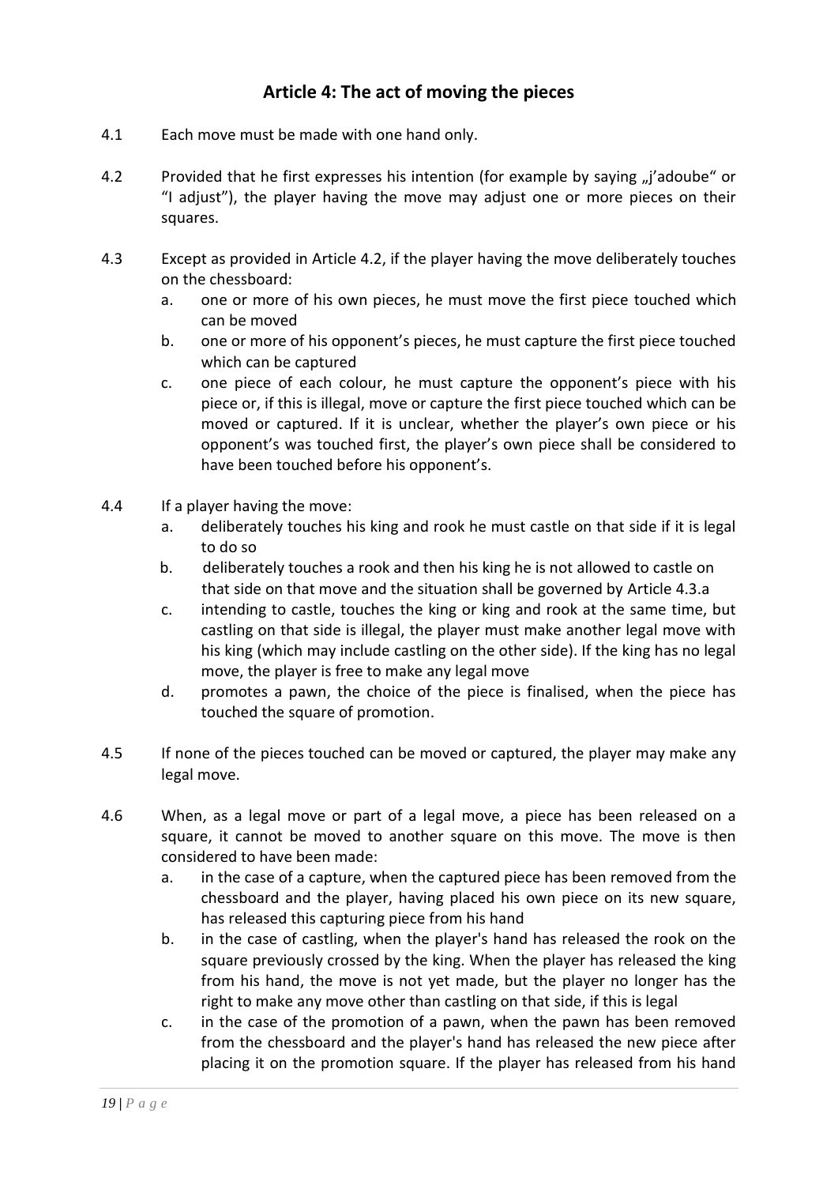## Article 4: The act of moving the pieces

4.1 Each move must be made with one hand only.

4.2 Provided that he first expresses his intention (for example by saying „j'adoube" or "I adjust"), the player having the move may adjust one or more pieces on their squares.

4.3 Except as provided in Article 4.2, if the player having the move deliberately touches on the chessboard:

   a. one or more of his own pieces, he must move the first piece touched which can be moved
   
   b. one or more of his opponent's pieces, he must capture the first piece touched which can be captured
   
   c. one piece of each colour, he must capture the opponent's piece with his piece or, if this is illegal, move or capture the first piece touched which can be moved or captured. If it is unclear, whether the player's own piece or his opponent's was touched first, the player's own piece shall be considered to have been touched before his opponent's.

4.4 If a player having the move:

   a. deliberately touches his king and rook he must castle on that side if it is legal to do so
   
   b. deliberately touches a rook and then his king he is not allowed to castle on that side on that move and the situation shall be governed by Article 4.3.a
   
   c. intending to castle, touches the king or king and rook at the same time, but castling on that side is illegal, the player must make another legal move with his king (which may include castling on the other side). If the king has no legal move, the player is free to make any legal move
   
   d. promotes a pawn, the choice of the piece is finalised, when the piece has touched the square of promotion.

4.5 If none of the pieces touched can be moved or captured, the player may make any legal move.

4.6 When, as a legal move or part of a legal move, a piece has been released on a square, it cannot be moved to another square on this move. The move is then considered to have been made:

   a. in the case of a capture, when the captured piece has been removed from the chessboard and the player, having placed his own piece on its new square, has released this capturing piece from his hand
   
   b. in the case of castling, when the player's hand has released the rook on the square previously crossed by the king. When the player has released the king from his hand, the move is not yet made, but the player no longer has the right to make any move other than castling on that side, if this is legal
   
   c. in the case of the promotion of a pawn, when the pawn has been removed from the chessboard and the player's hand has released the new piece after placing it on the promotion square. If the player has released from his hand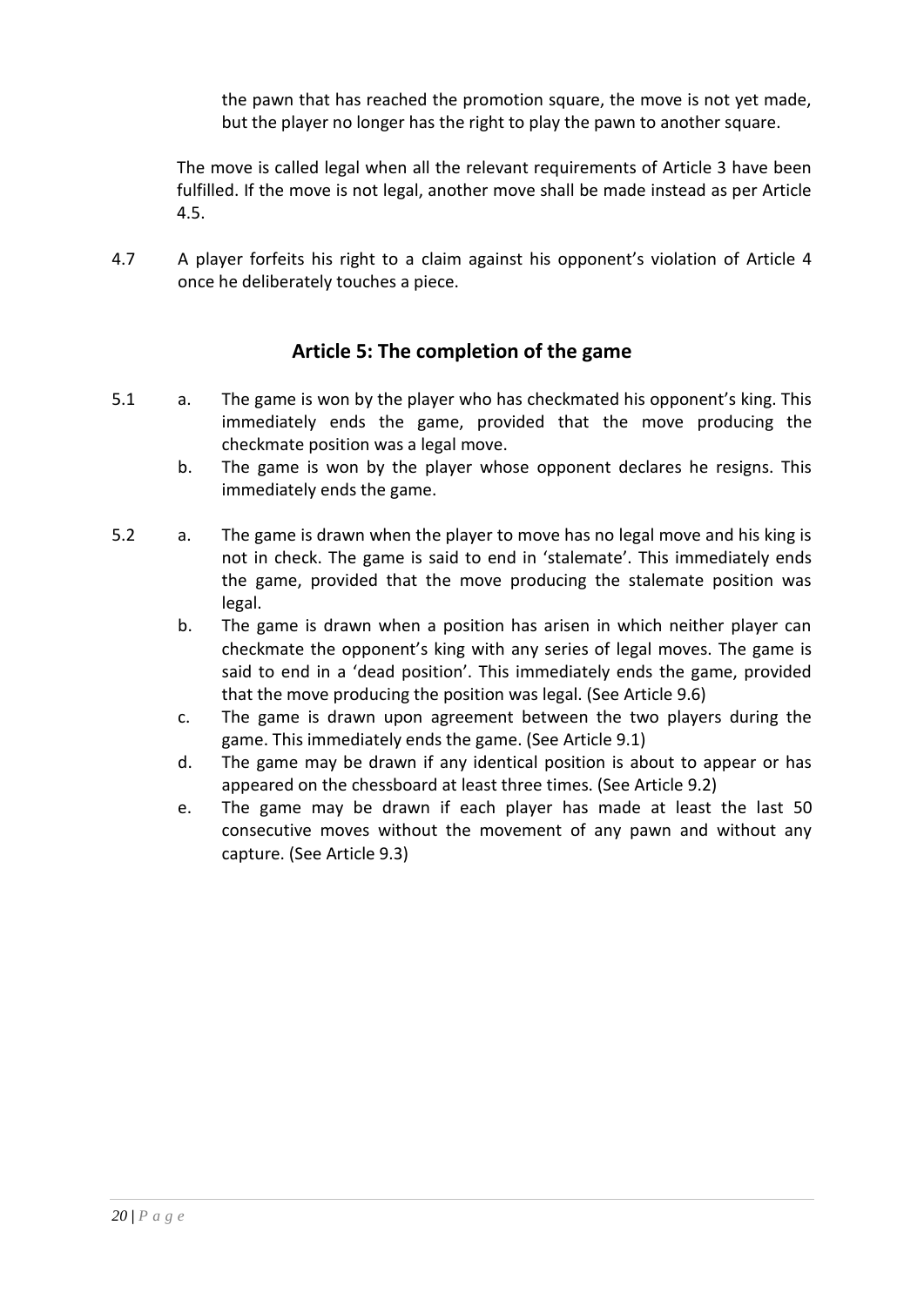the pawn that has reached the promotion square, the move is not yet made, but the player no longer has the right to play the pawn to another square.

The move is called legal when all the relevant requirements of Article 3 have been fulfilled. If the move is not legal, another move shall be made instead as per Article 4.5.

4.7 A player forfeits his right to a claim against his opponent's violation of Article 4 once he deliberately touches a piece.

## Article 5: The completion of the game

5.1

a. The game is won by the player who has checkmated his opponent's king. This immediately ends the game, provided that the move producing the checkmate position was a legal move.

b. The game is won by the player whose opponent declares he resigns. This immediately ends the game.

5.2

a. The game is drawn when the player to move has no legal move and his king is not in check. The game is said to end in 'stalemate'. This immediately ends the game, provided that the move producing the stalemate position was legal.

b. The game is drawn when a position has arisen in which neither player can checkmate the opponent's king with any series of legal moves. The game is said to end in a 'dead position'. This immediately ends the game, provided that the move producing the position was legal. (See Article 9.6)

c. The game is drawn upon agreement between the two players during the game. This immediately ends the game. (See Article 9.1)

d. The game may be drawn if any identical position is about to appear or has appeared on the chessboard at least three times. (See Article 9.2)

e. The game may be drawn if each player has made at least the last 50 consecutive moves without the movement of any pawn and without any capture. (See Article 9.3)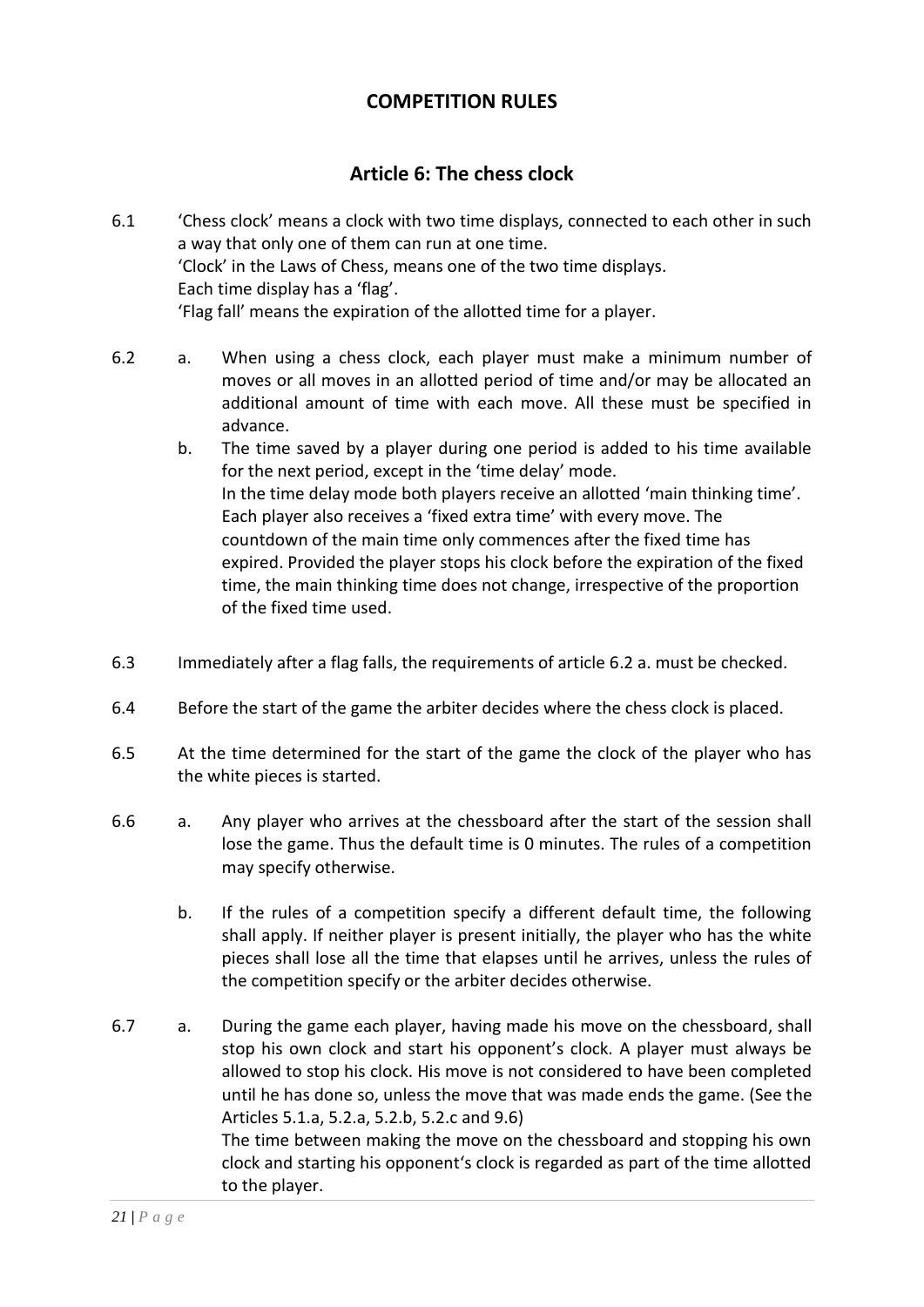# COMPETITION RULES

## Article 6: The chess clock

6.1 'Chess clock' means a clock with two time displays, connected to each other in such a way that only one of them can run at one time.
'Clock' in the Laws of Chess, means one of the two time displays.
Each time display has a 'flag'.
'Flag fall' means the expiration of the allotted time for a player.

6.2 a. When using a chess clock, each player must make a minimum number of moves or all moves in an allotted period of time and/or may be allocated an additional amount of time with each move. All these must be specified in advance.

b. The time saved by a player during one period is added to his time available for the next period, except in the 'time delay' mode.
In the time delay mode both players receive an allotted 'main thinking time'. Each player also receives a 'fixed extra time' with every move. The countdown of the main time only commences after the fixed time has expired. Provided the player stops his clock before the expiration of the fixed time, the main thinking time does not change, irrespective of the proportion of the fixed time used.

6.3 Immediately after a flag falls, the requirements of article 6.2 a. must be checked.

6.4 Before the start of the game the arbiter decides where the chess clock is placed.

6.5 At the time determined for the start of the game the clock of the player who has the white pieces is started.

6.6 a. Any player who arrives at the chessboard after the start of the session shall lose the game. Thus the default time is 0 minutes. The rules of a competition may specify otherwise.

b. If the rules of a competition specify a different default time, the following shall apply. If neither player is present initially, the player who has the white pieces shall lose all the time that elapses until he arrives, unless the rules of the competition specify or the arbiter decides otherwise.

6.7 a. During the game each player, having made his move on the chessboard, shall stop his own clock and start his opponent's clock. A player must always be allowed to stop his clock. His move is not considered to have been completed until he has done so, unless the move that was made ends the game. (See the Articles 5.1.a, 5.2.a, 5.2.b, 5.2.c and 9.6)
The time between making the move on the chessboard and stopping his own clock and starting his opponent's clock is regarded as part of the time allotted to the player.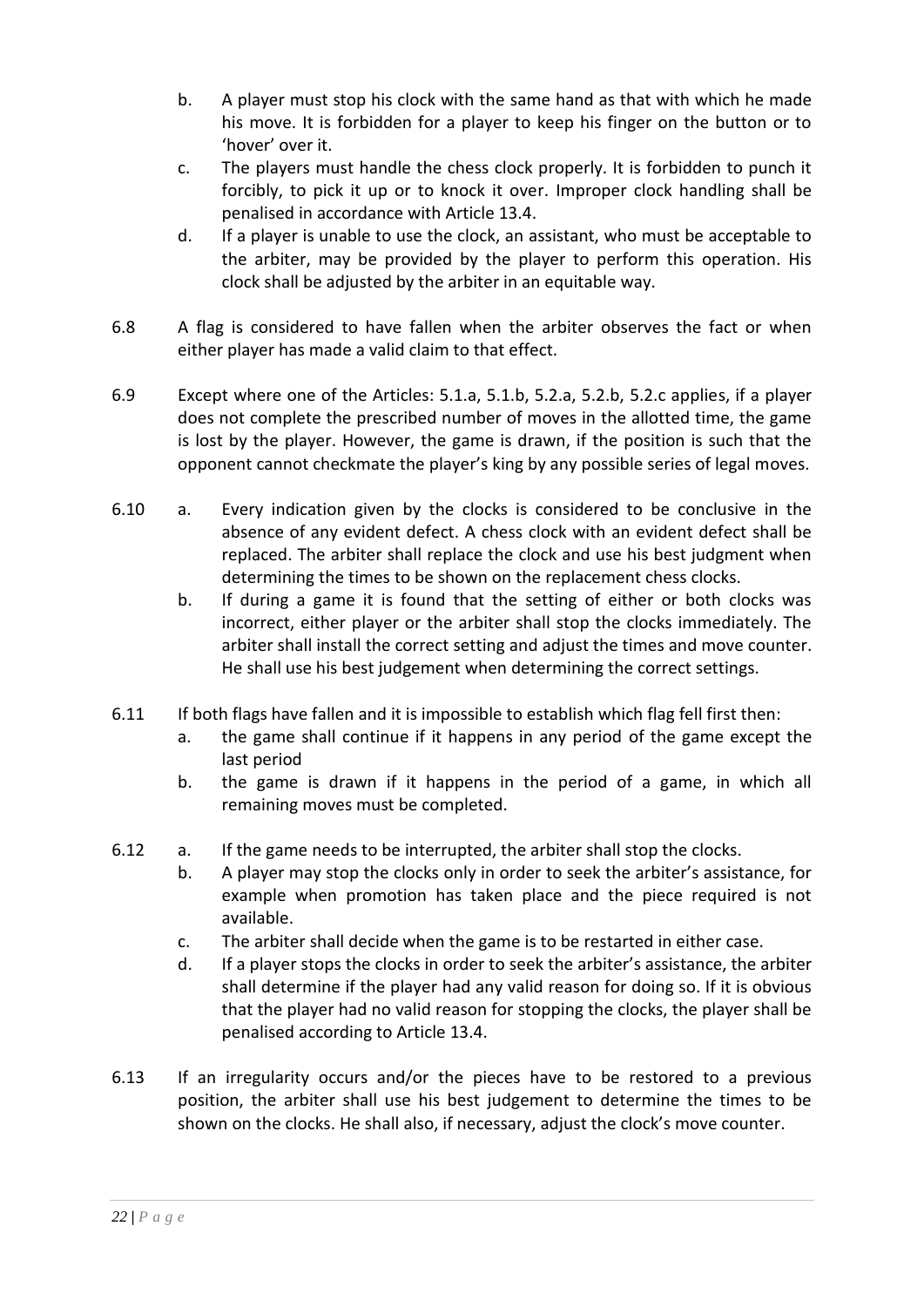b. A player must stop his clock with the same hand as that with which he made his move. It is forbidden for a player to keep his finger on the button or to 'hover' over it.

c. The players must handle the chess clock properly. It is forbidden to punch it forcibly, to pick it up or to knock it over. Improper clock handling shall be penalised in accordance with Article 13.4.

d. If a player is unable to use the clock, an assistant, who must be acceptable to the arbiter, may be provided by the player to perform this operation. His clock shall be adjusted by the arbiter in an equitable way.

6.8 A flag is considered to have fallen when the arbiter observes the fact or when either player has made a valid claim to that effect.

6.9 Except where one of the Articles: 5.1.a, 5.1.b, 5.2.a, 5.2.b, 5.2.c applies, if a player does not complete the prescribed number of moves in the allotted time, the game is lost by the player. However, the game is drawn, if the position is such that the opponent cannot checkmate the player's king by any possible series of legal moves.

6.10 a. Every indication given by the clocks is considered to be conclusive in the absence of any evident defect. A chess clock with an evident defect shall be replaced. The arbiter shall replace the clock and use his best judgment when determining the times to be shown on the replacement chess clocks.

b. If during a game it is found that the setting of either or both clocks was incorrect, either player or the arbiter shall stop the clocks immediately. The arbiter shall install the correct setting and adjust the times and move counter. He shall use his best judgement when determining the correct settings.

6.11 If both flags have fallen and it is impossible to establish which flag fell first then:

a. the game shall continue if it happens in any period of the game except the last period

b. the game is drawn if it happens in the period of a game, in which all remaining moves must be completed.

6.12 a. If the game needs to be interrupted, the arbiter shall stop the clocks.

b. A player may stop the clocks only in order to seek the arbiter's assistance, for example when promotion has taken place and the piece required is not available.

c. The arbiter shall decide when the game is to be restarted in either case.

d. If a player stops the clocks in order to seek the arbiter's assistance, the arbiter shall determine if the player had any valid reason for doing so. If it is obvious that the player had no valid reason for stopping the clocks, the player shall be penalised according to Article 13.4.

6.13 If an irregularity occurs and/or the pieces have to be restored to a previous position, the arbiter shall use his best judgement to determine the times to be shown on the clocks. He shall also, if necessary, adjust the clock's move counter.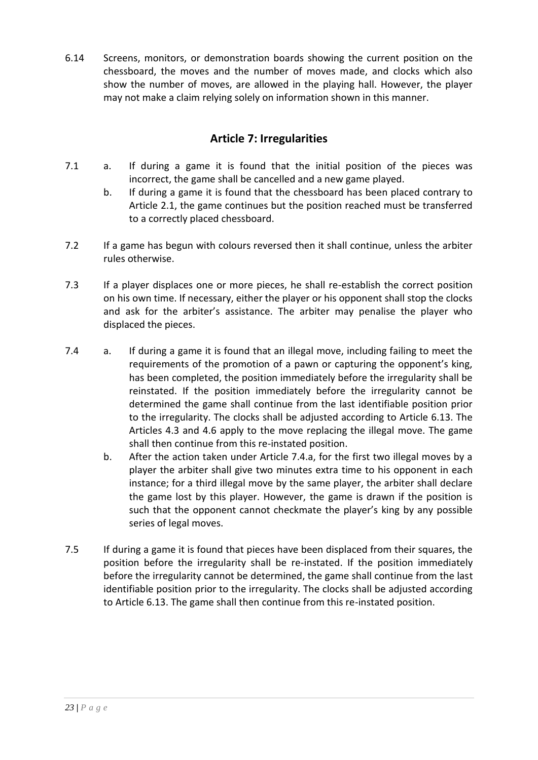6.14 Screens, monitors, or demonstration boards showing the current position on the chessboard, the moves and the number of moves made, and clocks which also show the number of moves, are allowed in the playing hall. However, the player may not make a claim relying solely on information shown in this manner.

## Article 7: Irregularities

7.1 a. If during a game it is found that the initial position of the pieces was incorrect, the game shall be cancelled and a new game played.

b. If during a game it is found that the chessboard has been placed contrary to Article 2.1, the game continues but the position reached must be transferred to a correctly placed chessboard.

7.2 If a game has begun with colours reversed then it shall continue, unless the arbiter rules otherwise.

7.3 If a player displaces one or more pieces, he shall re-establish the correct position on his own time. If necessary, either the player or his opponent shall stop the clocks and ask for the arbiter's assistance. The arbiter may penalise the player who displaced the pieces.

7.4 a. If during a game it is found that an illegal move, including failing to meet the requirements of the promotion of a pawn or capturing the opponent's king, has been completed, the position immediately before the irregularity shall be reinstated. If the position immediately before the irregularity cannot be determined the game shall continue from the last identifiable position prior to the irregularity. The clocks shall be adjusted according to Article 6.13. The Articles 4.3 and 4.6 apply to the move replacing the illegal move. The game shall then continue from this re-instated position.

b. After the action taken under Article 7.4.a, for the first two illegal moves by a player the arbiter shall give two minutes extra time to his opponent in each instance; for a third illegal move by the same player, the arbiter shall declare the game lost by this player. However, the game is drawn if the position is such that the opponent cannot checkmate the player's king by any possible series of legal moves.

7.5 If during a game it is found that pieces have been displaced from their squares, the position before the irregularity shall be re-instated. If the position immediately before the irregularity cannot be determined, the game shall continue from the last identifiable position prior to the irregularity. The clocks shall be adjusted according to Article 6.13. The game shall then continue from this re-instated position.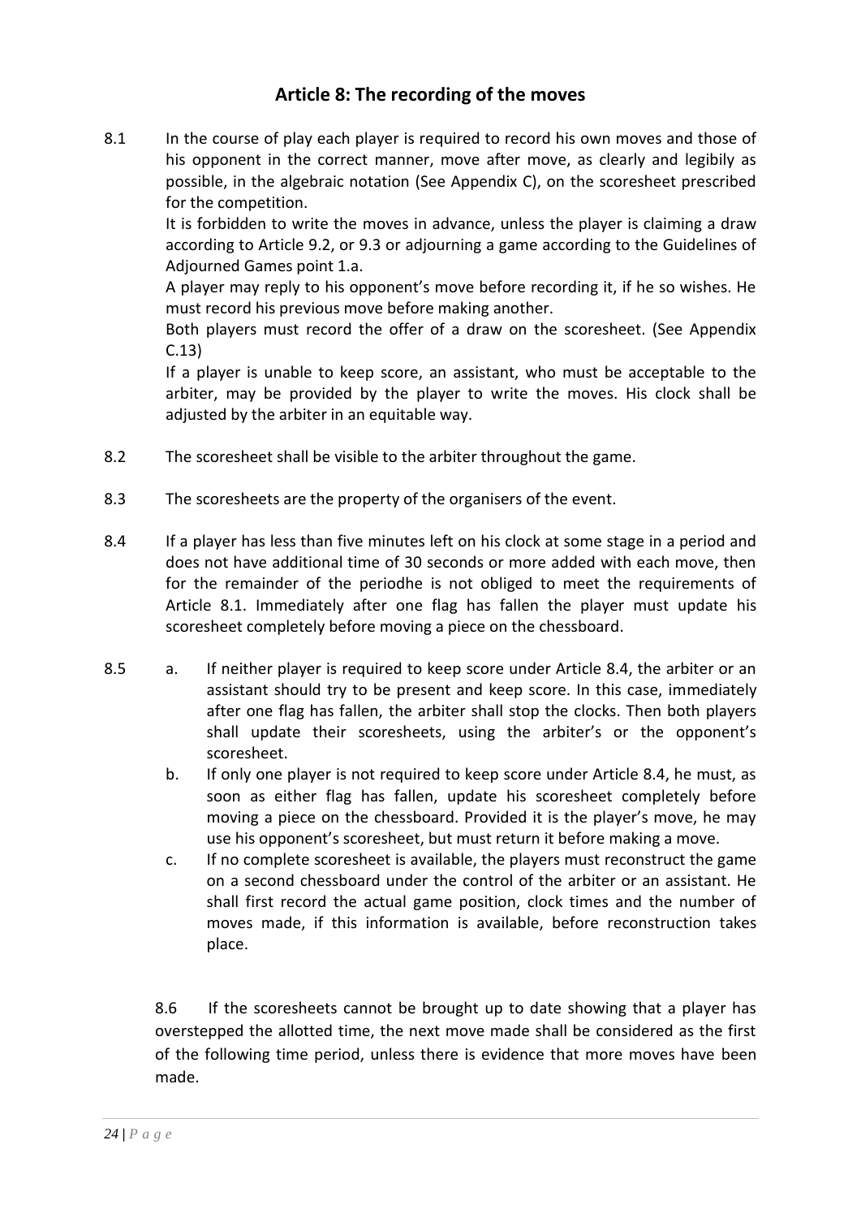## Article 8: The recording of the moves

8.1 In the course of play each player is required to record his own moves and those of his opponent in the correct manner, move after move, as clearly and legibily as possible, in the algebraic notation (See Appendix C), on the scoresheet prescribed for the competition.

It is forbidden to write the moves in advance, unless the player is claiming a draw according to Article 9.2, or 9.3 or adjourning a game according to the Guidelines of Adjourned Games point 1.a.

A player may reply to his opponent's move before recording it, if he so wishes. He must record his previous move before making another.

Both players must record the offer of a draw on the scoresheet. (See Appendix C.13)

If a player is unable to keep score, an assistant, who must be acceptable to the arbiter, may be provided by the player to write the moves. His clock shall be adjusted by the arbiter in an equitable way.

8.2 The scoresheet shall be visible to the arbiter throughout the game.

8.3 The scoresheets are the property of the organisers of the event.

8.4 If a player has less than five minutes left on his clock at some stage in a period and does not have additional time of 30 seconds or more added with each move, then for the remainder of the periodhe is not obliged to meet the requirements of Article 8.1. Immediately after one flag has fallen the player must update his scoresheet completely before moving a piece on the chessboard.

8.5

a. If neither player is required to keep score under Article 8.4, the arbiter or an assistant should try to be present and keep score. In this case, immediately after one flag has fallen, the arbiter shall stop the clocks. Then both players shall update their scoresheets, using the arbiter's or the opponent's scoresheet.

b. If only one player is not required to keep score under Article 8.4, he must, as soon as either flag has fallen, update his scoresheet completely before moving a piece on the chessboard. Provided it is the player's move, he may use his opponent's scoresheet, but must return it before making a move.

c. If no complete scoresheet is available, the players must reconstruct the game on a second chessboard under the control of the arbiter or an assistant. He shall first record the actual game position, clock times and the number of moves made, if this information is available, before reconstruction takes place.

8.6 If the scoresheets cannot be brought up to date showing that a player has overstepped the allotted time, the next move made shall be considered as the first of the following time period, unless there is evidence that more moves have been made.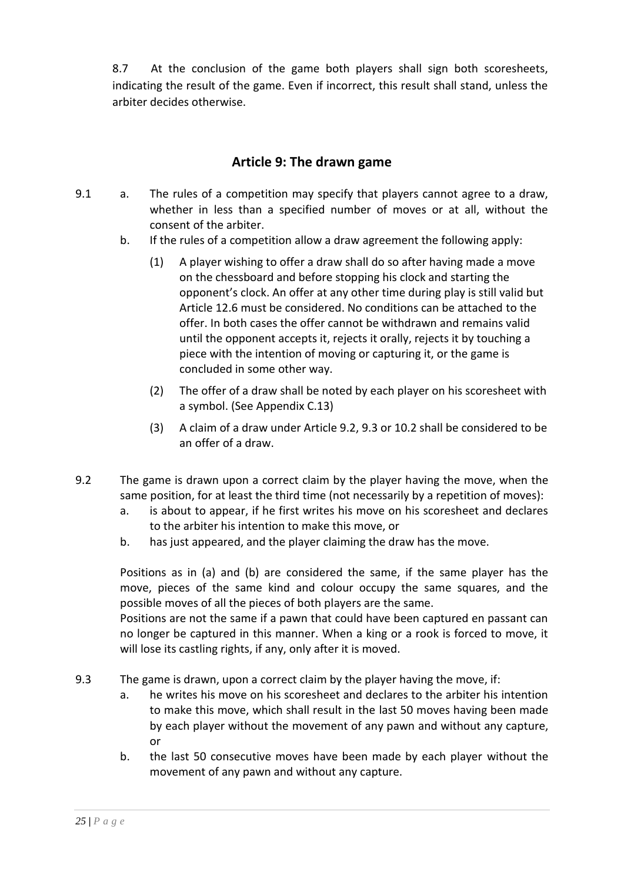8.7 At the conclusion of the game both players shall sign both scoresheets, indicating the result of the game. Even if incorrect, this result shall stand, unless the arbiter decides otherwise.

## Article 9: The drawn game

9.1

a. The rules of a competition may specify that players cannot agree to a draw, whether in less than a specified number of moves or at all, without the consent of the arbiter.

b. If the rules of a competition allow a draw agreement the following apply:

(1) A player wishing to offer a draw shall do so after having made a move on the chessboard and before stopping his clock and starting the opponent's clock. An offer at any other time during play is still valid but Article 12.6 must be considered. No conditions can be attached to the offer. In both cases the offer cannot be withdrawn and remains valid until the opponent accepts it, rejects it orally, rejects it by touching a piece with the intention of moving or capturing it, or the game is concluded in some other way.

(2) The offer of a draw shall be noted by each player on his scoresheet with a symbol. (See Appendix C.13)

(3) A claim of a draw under Article 9.2, 9.3 or 10.2 shall be considered to be an offer of a draw.

9.2 The game is drawn upon a correct claim by the player having the move, when the same position, for at least the third time (not necessarily by a repetition of moves):

a. is about to appear, if he first writes his move on his scoresheet and declares to the arbiter his intention to make this move, or

b. has just appeared, and the player claiming the draw has the move.

Positions as in (a) and (b) are considered the same, if the same player has the move, pieces of the same kind and colour occupy the same squares, and the possible moves of all the pieces of both players are the same.

Positions are not the same if a pawn that could have been captured en passant can no longer be captured in this manner. When a king or a rook is forced to move, it will lose its castling rights, if any, only after it is moved.

9.3 The game is drawn, upon a correct claim by the player having the move, if:

a. he writes his move on his scoresheet and declares to the arbiter his intention to make this move, which shall result in the last 50 moves having been made by each player without the movement of any pawn and without any capture, or

b. the last 50 consecutive moves have been made by each player without the movement of any pawn and without any capture.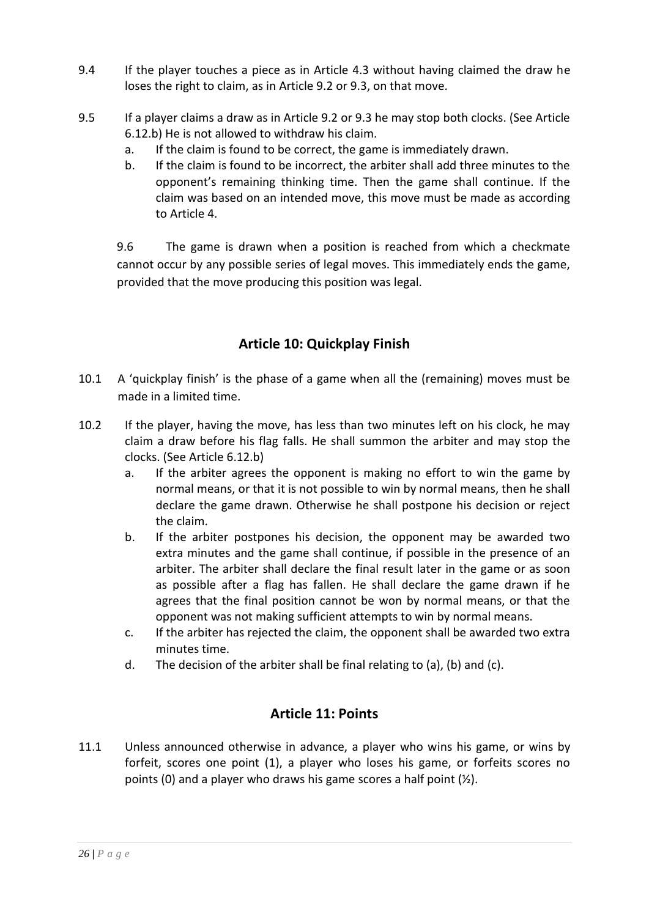9.4 If the player touches a piece as in Article 4.3 without having claimed the draw he loses the right to claim, as in Article 9.2 or 9.3, on that move.

9.5 If a player claims a draw as in Article 9.2 or 9.3 he may stop both clocks. (See Article 6.12.b) He is not allowed to withdraw his claim.

a. If the claim is found to be correct, the game is immediately drawn.

b. If the claim is found to be incorrect, the arbiter shall add three minutes to the opponent's remaining thinking time. Then the game shall continue. If the claim was based on an intended move, this move must be made as according to Article 4.

9.6 The game is drawn when a position is reached from which a checkmate cannot occur by any possible series of legal moves. This immediately ends the game, provided that the move producing this position was legal.

## Article 10: Quickplay Finish

10.1 A 'quickplay finish' is the phase of a game when all the (remaining) moves must be made in a limited time.

10.2 If the player, having the move, has less than two minutes left on his clock, he may claim a draw before his flag falls. He shall summon the arbiter and may stop the clocks. (See Article 6.12.b)

a. If the arbiter agrees the opponent is making no effort to win the game by normal means, or that it is not possible to win by normal means, then he shall declare the game drawn. Otherwise he shall postpone his decision or reject the claim.

b. If the arbiter postpones his decision, the opponent may be awarded two extra minutes and the game shall continue, if possible in the presence of an arbiter. The arbiter shall declare the final result later in the game or as soon as possible after a flag has fallen. He shall declare the game drawn if he agrees that the final position cannot be won by normal means, or that the opponent was not making sufficient attempts to win by normal means.

c. If the arbiter has rejected the claim, the opponent shall be awarded two extra minutes time.

d. The decision of the arbiter shall be final relating to (a), (b) and (c).

## Article 11: Points

11.1 Unless announced otherwise in advance, a player who wins his game, or wins by forfeit, scores one point (1), a player who loses his game, or forfeits scores no points (0) and a player who draws his game scores a half point (½).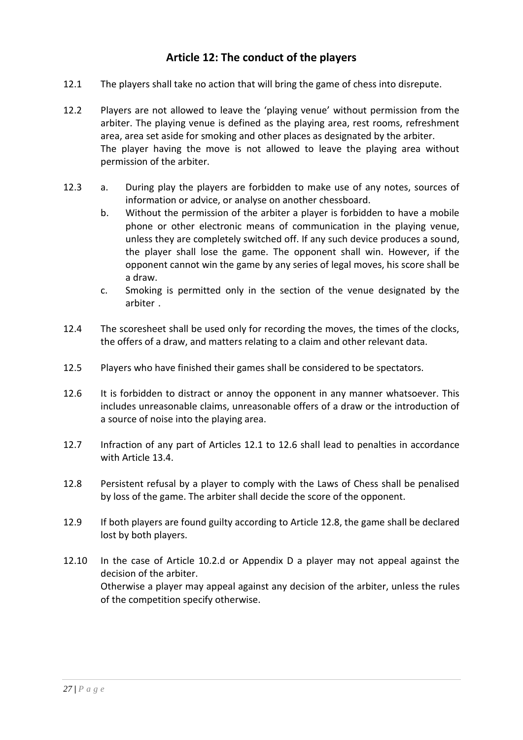## Article 12: The conduct of the players

12.1 The players shall take no action that will bring the game of chess into disrepute.

12.2 Players are not allowed to leave the 'playing venue' without permission from the arbiter. The playing venue is defined as the playing area, rest rooms, refreshment area, area set aside for smoking and other places as designated by the arbiter.
The player having the move is not allowed to leave the playing area without permission of the arbiter.

12.3
a. During play the players are forbidden to make use of any notes, sources of information or advice, or analyse on another chessboard.
b. Without the permission of the arbiter a player is forbidden to have a mobile phone or other electronic means of communication in the playing venue, unless they are completely switched off. If any such device produces a sound, the player shall lose the game. The opponent shall win. However, if the opponent cannot win the game by any series of legal moves, his score shall be a draw.
c. Smoking is permitted only in the section of the venue designated by the arbiter .

12.4 The scoresheet shall be used only for recording the moves, the times of the clocks, the offers of a draw, and matters relating to a claim and other relevant data.

12.5 Players who have finished their games shall be considered to be spectators.

12.6 It is forbidden to distract or annoy the opponent in any manner whatsoever. This includes unreasonable claims, unreasonable offers of a draw or the introduction of a source of noise into the playing area.

12.7 Infraction of any part of Articles 12.1 to 12.6 shall lead to penalties in accordance with Article 13.4.

12.8 Persistent refusal by a player to comply with the Laws of Chess shall be penalised by loss of the game. The arbiter shall decide the score of the opponent.

12.9 If both players are found guilty according to Article 12.8, the game shall be declared lost by both players.

12.10 In the case of Article 10.2.d or Appendix D a player may not appeal against the decision of the arbiter.
Otherwise a player may appeal against any decision of the arbiter, unless the rules of the competition specify otherwise.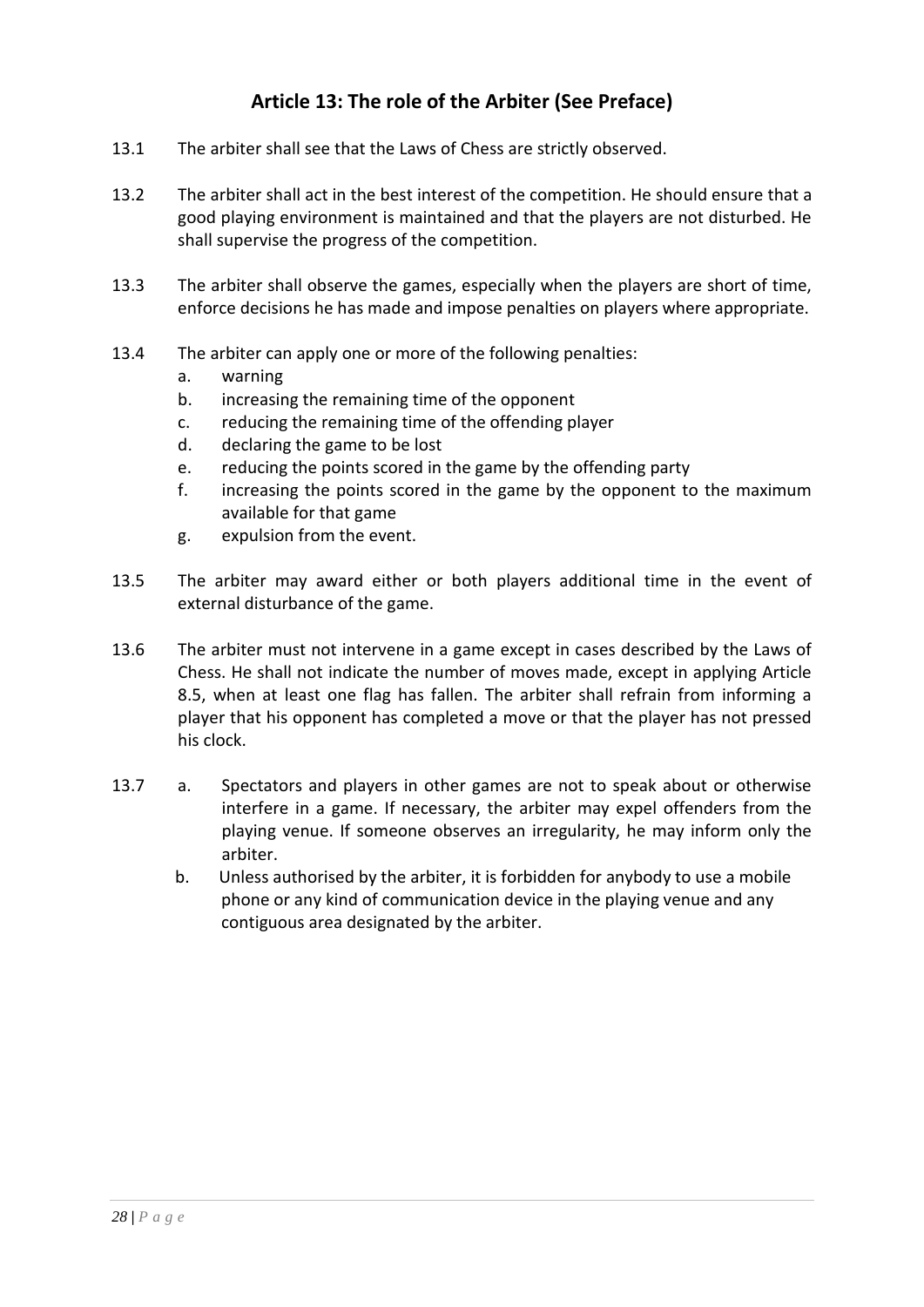## Article 13: The role of the Arbiter (See Preface)

13.1 The arbiter shall see that the Laws of Chess are strictly observed.

13.2 The arbiter shall act in the best interest of the competition. He should ensure that a good playing environment is maintained and that the players are not disturbed. He shall supervise the progress of the competition.

13.3 The arbiter shall observe the games, especially when the players are short of time, enforce decisions he has made and impose penalties on players where appropriate.

13.4 The arbiter can apply one or more of the following penalties:

a. warning
b. increasing the remaining time of the opponent
c. reducing the remaining time of the offending player
d. declaring the game to be lost
e. reducing the points scored in the game by the offending party
f. increasing the points scored in the game by the opponent to the maximum available for that game
g. expulsion from the event.

13.5 The arbiter may award either or both players additional time in the event of external disturbance of the game.

13.6 The arbiter must not intervene in a game except in cases described by the Laws of Chess. He shall not indicate the number of moves made, except in applying Article 8.5, when at least one flag has fallen. The arbiter shall refrain from informing a player that his opponent has completed a move or that the player has not pressed his clock.

13.7

a. Spectators and players in other games are not to speak about or otherwise interfere in a game. If necessary, the arbiter may expel offenders from the playing venue. If someone observes an irregularity, he may inform only the arbiter.
b. Unless authorised by the arbiter, it is forbidden for anybody to use a mobile phone or any kind of communication device in the playing venue and any contiguous area designated by the arbiter.